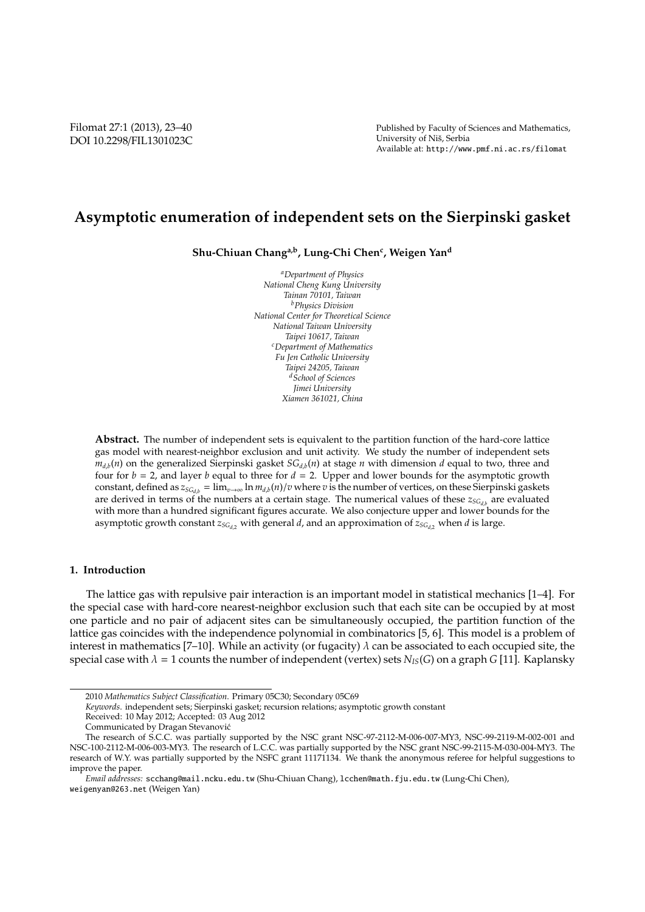# Asymptotic enumeration of independent sets on the Sierpinski gasket

**Shu-Chiuan Chang[a,b], Lung-Chi Chen[c], Weigen Yan[d]**

[a]*Department of Physics*
*National Cheng Kung University*
*Tainan 70101, Taiwan*
[b]*Physics Division*
*National Center for Theoretical Science*
*National Taiwan University*
*Taipei 10617, Taiwan*
[c]*Department of Mathematics*
*Fu Jen Catholic University*
*Taipei 24205, Taiwan*
[d]*School of Sciences*
*Jimei University*
*Xiamen 361021, China*

**Abstract.** The number of independent sets is equivalent to the partition function of the hard-core lattice gas model with nearest-neighbor exclusion and unit activity. We study the number of independent sets $m_{d,b}(n)$ on the generalized Sierpinski gasket $SG_{d,b}(n)$ at stage $n$ with dimension $d$ equal to two, three and four for $b = 2$, and layer $b$ equal to three for $d = 2$. Upper and lower bounds for the asymptotic growth constant, defined as $z_{SG_{d,b}} = \lim_{v\to\infty} \ln m_{d,b}(n)/v$ where $v$ is the number of vertices, on these Sierpinski gaskets are derived in terms of the numbers at a certain stage. The numerical values of these $z_{SG_{d,b}}$ are evaluated with more than a hundred significant figures accurate. We also conjecture upper and lower bounds for the asymptotic growth constant $z_{SG_{d,2}}$ with general $d$, and an approximation of $z_{SG_{d,2}}$ when $d$ is large.

## 1. Introduction

The lattice gas with repulsive pair interaction is an important model in statistical mechanics [1–4]. For the special case with hard-core nearest-neighbor exclusion such that each site can be occupied by at most one particle and no pair of adjacent sites can be simultaneously occupied, the partition function of the lattice gas coincides with the independence polynomial in combinatorics [5, 6]. This model is a problem of interest in mathematics [7–10]. While an activity (or fugacity) $\lambda$ can be associated to each occupied site, the special case with $\lambda = 1$ counts the number of independent (vertex) sets $N_{IS}(G)$ on a graph $G$ [11]. Kaplansky

---

2010 *Mathematics Subject Classification*. Primary 05C30; Secondary 05C69

*Keywords*. independent sets; Sierpinski gasket; recursion relations; asymptotic growth constant

Received: 10 May 2012; Accepted: 03 Aug 2012

Communicated by Dragan Stevanović

The research of S.C.C. was partially supported by the NSC grant NSC-97-2112-M-006-007-MY3, NSC-99-2119-M-002-001 and NSC-100-2112-M-006-003-MY3. The research of L.C.C. was partially supported by the NSC grant NSC-99-2115-M-030-004-MY3. The research of W.Y. was partially supported by the NSFC grant 11171134. We thank the anonymous referee for helpful suggestions to improve the paper.

*Email addresses:* scchang@mail.ncku.edu.tw (Shu-Chiuan Chang), lcchen@math.fju.edu.tw (Lung-Chi Chen), weigenyan@263.net (Weigen Yan)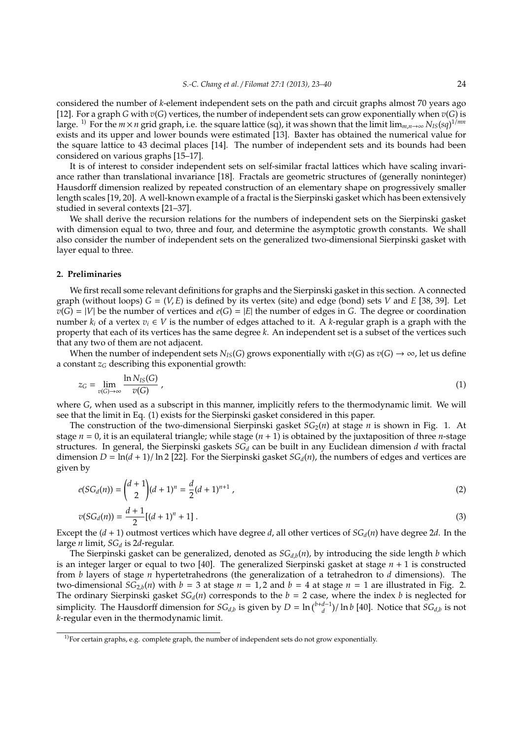considered the number of $k$-element independent sets on the path and circuit graphs almost 70 years ago [12]. For a graph $G$ with $v(G)$ vertices, the number of independent sets can grow exponentially when $v(G)$ is large. [1)] For the $m \times n$ grid graph, i.e. the square lattice (sq), it was shown that the limit $\lim_{m,n\to\infty} N_{IS}(sq)^{1/mn}$ exists and its upper and lower bounds were estimated [13]. Baxter has obtained the numerical value for the square lattice to 43 decimal places [14]. The number of independent sets and its bounds had been considered on various graphs [15–17].

It is of interest to consider independent sets on self-similar fractal lattices which have scaling invariance rather than translational invariance [18]. Fractals are geometric structures of (generally noninteger) Hausdorff dimension realized by repeated construction of an elementary shape on progressively smaller length scales [19, 20]. A well-known example of a fractal is the Sierpinski gasket which has been extensively studied in several contexts [21–37].

We shall derive the recursion relations for the numbers of independent sets on the Sierpinski gasket with dimension equal to two, three and four, and determine the asymptotic growth constants. We shall also consider the number of independent sets on the generalized two-dimensional Sierpinski gasket with layer equal to three.

## 2. Preliminaries

We first recall some relevant definitions for graphs and the Sierpinski gasket in this section. A connected graph (without loops) $G = (V, E)$ is defined by its vertex (site) and edge (bond) sets $V$ and $E$ [38, 39]. Let $v(G) = |V|$ be the number of vertices and $e(G) = |E|$ the number of edges in $G$. The degree or coordination number $k_i$ of a vertex $v_i \in V$ is the number of edges attached to it. A $k$-regular graph is a graph with the property that each of its vertices has the same degree $k$. An independent set is a subset of the vertices such that any two of them are not adjacent.

When the number of independent sets $N_{IS}(G)$ grows exponentially with $v(G)$ as $v(G) \to \infty$, let us define a constant $z_G$ describing this exponential growth:

$$z_G = \lim_{v(G)\to\infty} \frac{\ln N_{IS}(G)}{v(G)} , \tag{1}$$

where $G$, when used as a subscript in this manner, implicitly refers to the thermodynamic limit. We will see that the limit in Eq. (1) exists for the Sierpinski gasket considered in this paper.

The construction of the two-dimensional Sierpinski gasket $SG_2(n)$ at stage $n$ is shown in Fig. 1. At stage $n = 0$, it is an equilateral triangle; while stage $(n + 1)$ is obtained by the juxtaposition of three $n$-stage structures. In general, the Sierpinski gaskets $SG_d$ can be built in any Euclidean dimension $d$ with fractal dimension $D = \ln(d + 1)/\ln 2$ [22]. For the Sierpinski gasket $SG_d(n)$, the numbers of edges and vertices are given by

$$e(SG_d(n)) = \binom{d+1}{2}(d + 1)^n = \frac{d}{2}(d + 1)^{n+1} , \tag{2}$$

$$v(SG_d(n)) = \frac{d + 1}{2}[(d + 1)^n + 1] . \tag{3}$$

Except the $(d + 1)$ outmost vertices which have degree $d$, all other vertices of $SG_d(n)$ have degree $2d$. In the large $n$ limit, $SG_d$ is $2d$-regular.

The Sierpinski gasket can be generalized, denoted as $SG_{d,b}(n)$, by introducing the side length $b$ which is an integer larger or equal to two [40]. The generalized Sierpinski gasket at stage $n + 1$ is constructed from $b$ layers of stage $n$ hypertetrahedrons (the generalization of a tetrahedron to $d$ dimensions). The two-dimensional $SG_{2,b}(n)$ with $b = 3$ at stage $n = 1, 2$ and $b = 4$ at stage $n = 1$ are illustrated in Fig. 2. The ordinary Sierpinski gasket $SG_d(n)$ corresponds to the $b = 2$ case, where the index $b$ is neglected for simplicity. The Hausdorff dimension for $SG_{d,b}$ is given by $D = \ln\binom{b+d-1}{d}/\ln b$ [40]. Notice that $SG_{d,b}$ is not $k$-regular even in the thermodynamic limit.

[1)] For certain graphs, e.g. complete graph, the number of independent sets do not grow exponentially.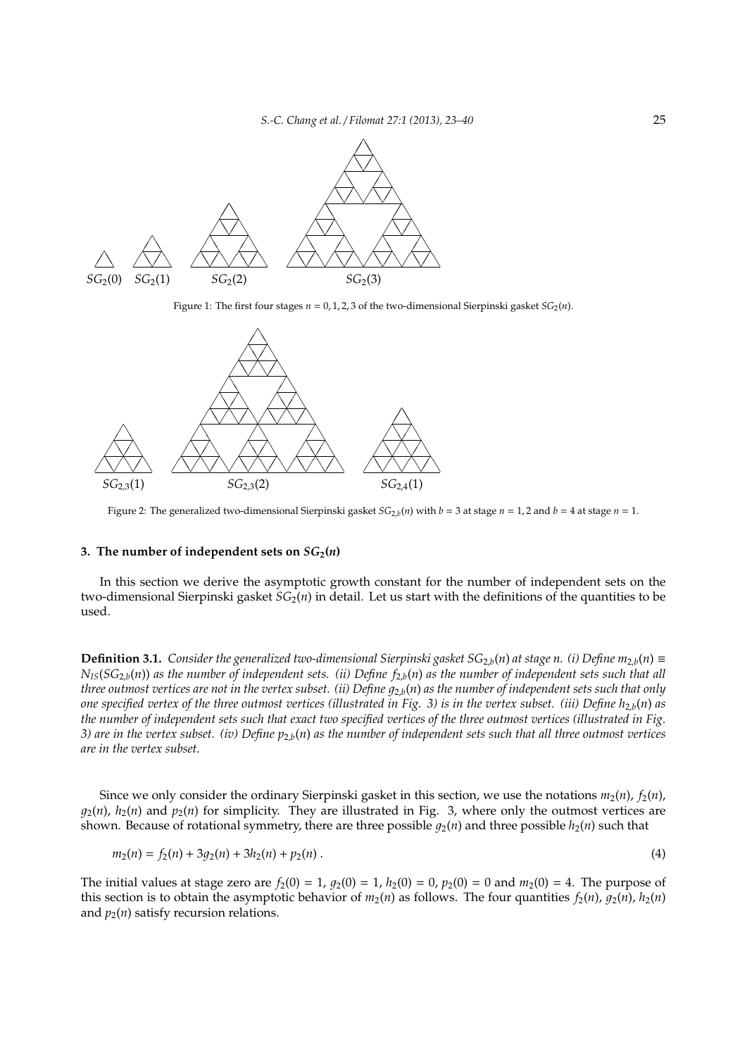Figure 1: The first four stages $n = 0, 1, 2, 3$ of the two-dimensional Sierpinski gasket $SG_2(n)$.

Figure 2: The generalized two-dimensional Sierpinski gasket $SG_{2,b}(n)$ with $b = 3$ at stage $n = 1, 2$ and $b = 4$ at stage $n = 1$.

## 3. The number of independent sets on $SG_2(n)$

In this section we derive the asymptotic growth constant for the number of independent sets on the two-dimensional Sierpinski gasket $SG_2(n)$ in detail. Let us start with the definitions of the quantities to be used.

**Definition 3.1.** *Consider the generalized two-dimensional Sierpinski gasket $SG_{2,b}(n)$ at stage $n$. (i) Define $m_{2,b}(n) \equiv N_{IS}(SG_{2,b}(n))$ as the number of independent sets. (ii) Define $f_{2,b}(n)$ as the number of independent sets such that all three outmost vertices are not in the vertex subset. (ii) Define $g_{2,b}(n)$ as the number of independent sets such that only one specified vertex of the three outmost vertices (illustrated in Fig. 3) is in the vertex subset. (iii) Define $h_{2,b}(n)$ as the number of independent sets such that exact two specified vertices of the three outmost vertices (illustrated in Fig. 3) are in the vertex subset. (iv) Define $p_{2,b}(n)$ as the number of independent sets such that all three outmost vertices are in the vertex subset.*

Since we only consider the ordinary Sierpinski gasket in this section, we use the notations $m_2(n)$, $f_2(n)$, $g_2(n)$, $h_2(n)$ and $p_2(n)$ for simplicity. They are illustrated in Fig. 3, where only the outmost vertices are shown. Because of rotational symmetry, there are three possible $g_2(n)$ and three possible $h_2(n)$ such that

$$m_2(n) = f_2(n) + 3g_2(n) + 3h_2(n) + p_2(n) . \tag{4}$$

The initial values at stage zero are $f_2(0) = 1$, $g_2(0) = 1$, $h_2(0) = 0$, $p_2(0) = 0$ and $m_2(0) = 4$. The purpose of this section is to obtain the asymptotic behavior of $m_2(n)$ as follows. The four quantities $f_2(n)$, $g_2(n)$, $h_2(n)$ and $p_2(n)$ satisfy recursion relations.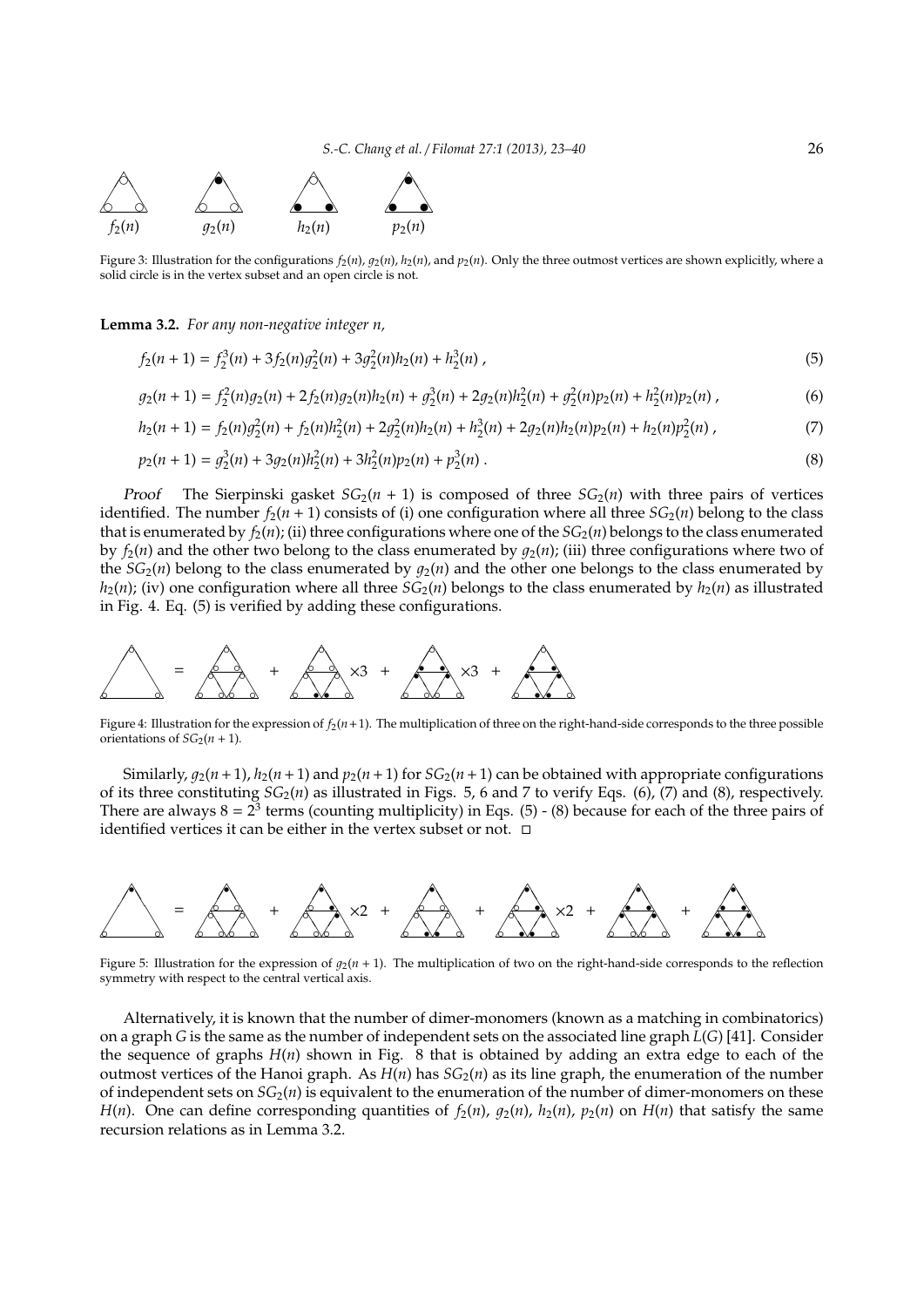Figure 3: Illustration for the configurations $f_2(n)$, $g_2(n)$, $h_2(n)$, and $p_2(n)$. Only the three outmost vertices are shown explicitly, where a solid circle is in the vertex subset and an open circle is not.

**Lemma 3.2.** *For any non-negative integer n,*

$$f_2(n+1) = f_2^3(n) + 3f_2(n)g_2^2(n) + 3g_2^2(n)h_2(n) + h_2^3(n) , \tag{5}$$

$$g_2(n+1) = f_2^2(n)g_2(n) + 2f_2(n)g_2(n)h_2(n) + g_2^3(n) + 2g_2(n)h_2^2(n) + g_2^2(n)p_2(n) + h_2^2(n)p_2(n) , \tag{6}$$

$$h_2(n+1) = f_2(n)g_2^2(n) + f_2(n)h_2^2(n) + 2g_2^2(n)h_2(n) + h_2^3(n) + 2g_2(n)h_2(n)p_2(n) + h_2(n)p_2^2(n) , \tag{7}$$

$$p_2(n+1) = g_2^3(n) + 3g_2(n)h_2^2(n) + 3h_2^2(n)p_2(n) + p_2^3(n) . \tag{8}$$

*Proof* The Sierpinski gasket $SG_2(n+1)$ is composed of three $SG_2(n)$ with three pairs of vertices identified. The number $f_2(n+1)$ consists of (i) one configuration where all three $SG_2(n)$ belong to the class that is enumerated by $f_2(n)$; (ii) three configurations where one of the $SG_2(n)$ belongs to the class enumerated by $f_2(n)$ and the other two belong to the class enumerated by $g_2(n)$; (iii) three configurations where two of the $SG_2(n)$ belong to the class enumerated by $g_2(n)$ and the other one belongs to the class enumerated by $h_2(n)$; (iv) one configuration where all three $SG_2(n)$ belongs to the class enumerated by $h_2(n)$ as illustrated in Fig. 4. Eq. (5) is verified by adding these configurations.

Figure 4: Illustration for the expression of $f_2(n+1)$. The multiplication of three on the right-hand-side corresponds to the three possible orientations of $SG_2(n+1)$.

Similarly, $g_2(n+1)$, $h_2(n+1)$ and $p_2(n+1)$ for $SG_2(n+1)$ can be obtained with appropriate configurations of its three constituting $SG_2(n)$ as illustrated in Figs. 5, 6 and 7 to verify Eqs. (6), (7) and (8), respectively. There are always $8 = 2^3$ terms (counting multiplicity) in Eqs. (5) - (8) because for each of the three pairs of identified vertices it can be either in the vertex subset or not. □

Figure 5: Illustration for the expression of $g_2(n+1)$. The multiplication of two on the right-hand-side corresponds to the reflection symmetry with respect to the central vertical axis.

Alternatively, it is known that the number of dimer-monomers (known as a matching in combinatorics) on a graph $G$ is the same as the number of independent sets on the associated line graph $L(G)$ [41]. Consider the sequence of graphs $H(n)$ shown in Fig. 8 that is obtained by adding an extra edge to each of the outmost vertices of the Hanoi graph. As $H(n)$ has $SG_2(n)$ as its line graph, the enumeration of the number of independent sets on $SG_2(n)$ is equivalent to the enumeration of the number of dimer-monomers on these $H(n)$. One can define corresponding quantities of $f_2(n)$, $g_2(n)$, $h_2(n)$, $p_2(n)$ on $H(n)$ that satisfy the same recursion relations as in Lemma 3.2.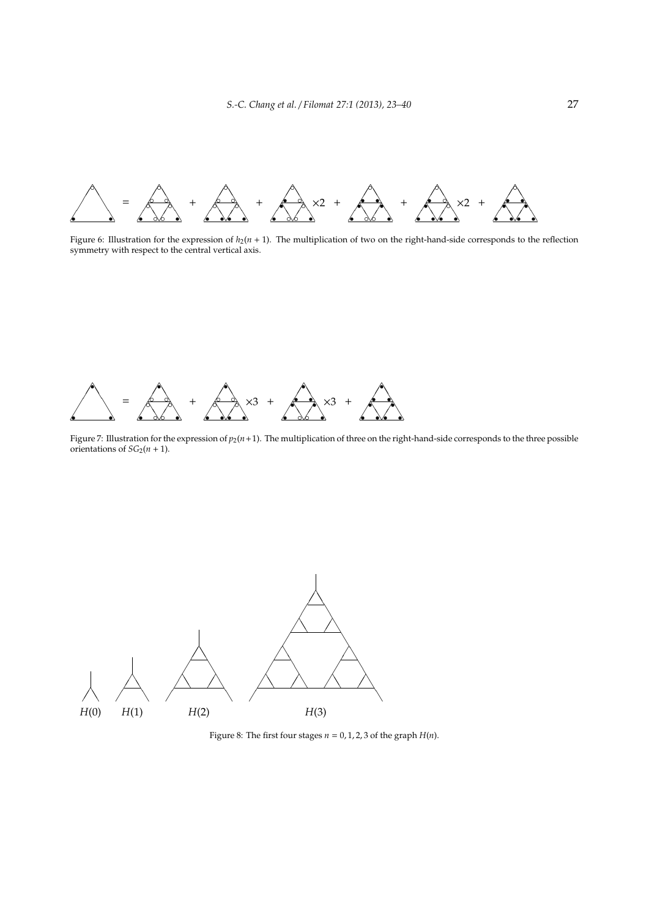Figure 6: Illustration for the expression of $h_2(n+1)$. The multiplication of two on the right-hand-side corresponds to the reflection symmetry with respect to the central vertical axis.

Figure 7: Illustration for the expression of $p_2(n+1)$. The multiplication of three on the right-hand-side corresponds to the three possible orientations of $SG_2(n+1)$.

Figure 8: The first four stages $n = 0, 1, 2, 3$ of the graph $H(n)$.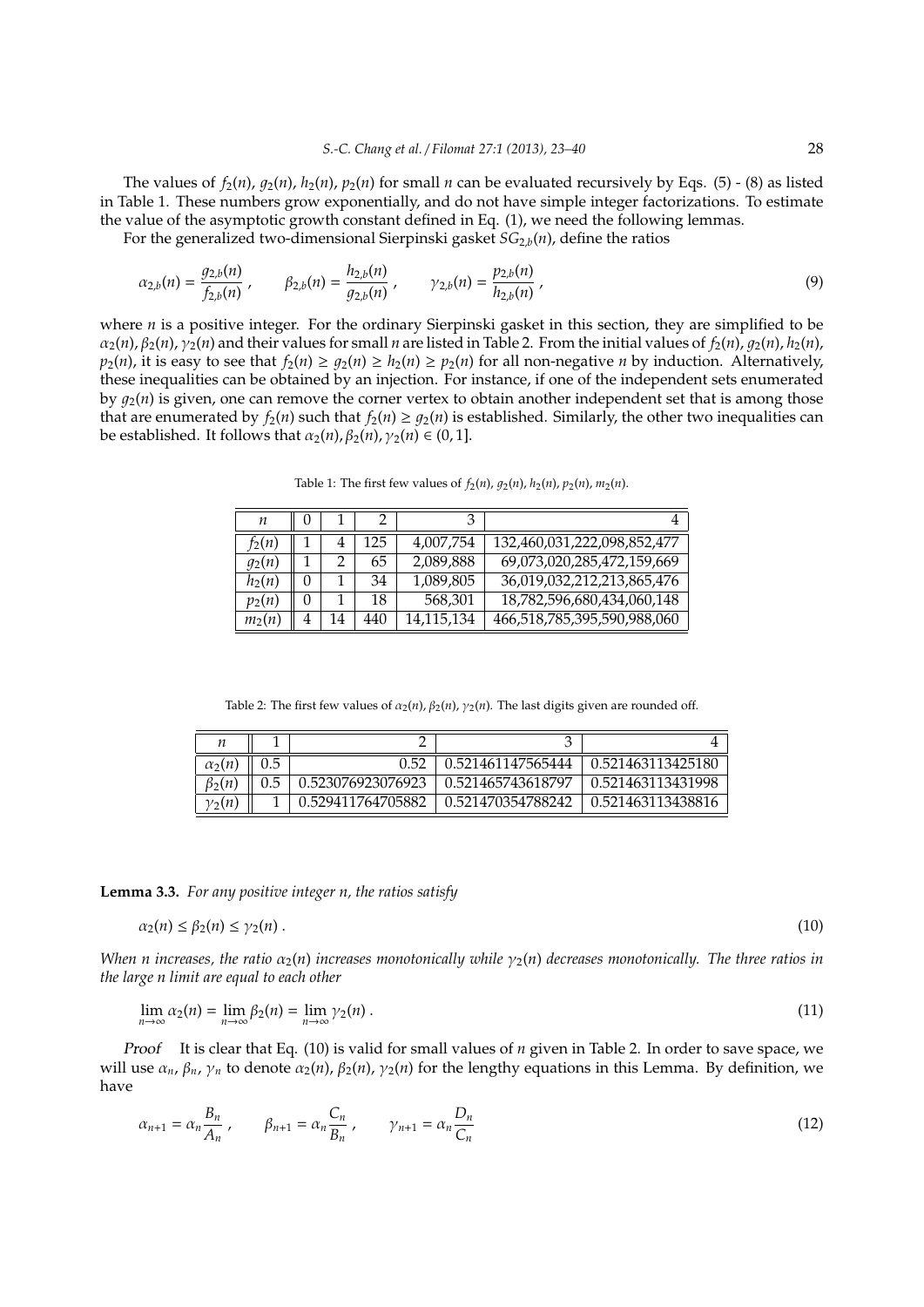The values of $f_2(n)$, $g_2(n)$, $h_2(n)$, $p_2(n)$ for small $n$ can be evaluated recursively by Eqs. (5) - (8) as listed in Table 1. These numbers grow exponentially, and do not have simple integer factorizations. To estimate the value of the asymptotic growth constant defined in Eq. (1), we need the following lemmas.

For the generalized two-dimensional Sierpinski gasket $SG_{2,b}(n)$, define the ratios

$$\alpha_{2,b}(n) = \frac{g_{2,b}(n)}{f_{2,b}(n)} , \qquad \beta_{2,b}(n) = \frac{h_{2,b}(n)}{g_{2,b}(n)} , \qquad \gamma_{2,b}(n) = \frac{p_{2,b}(n)}{h_{2,b}(n)} , \tag{9}$$

where $n$ is a positive integer. For the ordinary Sierpinski gasket in this section, they are simplified to be $\alpha_2(n), \beta_2(n), \gamma_2(n)$ and their values for small $n$ are listed in Table 2. From the initial values of $f_2(n)$, $g_2(n)$, $h_2(n)$, $p_2(n)$, it is easy to see that $f_2(n) \geq g_2(n) \geq h_2(n) \geq p_2(n)$ for all non-negative $n$ by induction. Alternatively, these inequalities can be obtained by an injection. For instance, if one of the independent sets enumerated by $g_2(n)$ is given, one can remove the corner vertex to obtain another independent set that is among those that are enumerated by $f_2(n)$ such that $f_2(n) \geq g_2(n)$ is established. Similarly, the other two inequalities can be established. It follows that $\alpha_2(n), \beta_2(n), \gamma_2(n) \in (0, 1]$.

Table 1: The first few values of $f_2(n)$, $g_2(n)$, $h_2(n)$, $p_2(n)$, $m_2(n)$.

| $n$ | 0 | 1 | 2 | 3 | 4 |
|---|---|---|---|---|---|
| $f_2(n)$ | 1 | 4 | 125 | 4,007,754 | 132,460,031,222,098,852,477 |
| $g_2(n)$ | 1 | 2 | 65 | 2,089,888 | 69,073,020,285,472,159,669 |
| $h_2(n)$ | 0 | 1 | 34 | 1,089,805 | 36,019,032,212,213,865,476 |
| $p_2(n)$ | 0 | 1 | 18 | 568,301 | 18,782,596,680,434,060,148 |
| $m_2(n)$ | 4 | 14 | 440 | 14,115,134 | 466,518,785,395,590,988,060 |

Table 2: The first few values of $\alpha_2(n)$, $\beta_2(n)$, $\gamma_2(n)$. The last digits given are rounded off.

| $n$ | 1 | 2 | 3 | 4 |
|---|---|---|---|---|
| $\alpha_2(n)$ | 0.5 | 0.52 | 0.521461147565444 | 0.521463113425180 |
| $\beta_2(n)$ | 0.5 | 0.523076923076923 | 0.521465743618797 | 0.521463113431998 |
| $\gamma_2(n)$ | 1 | 0.529411764705882 | 0.521470354788242 | 0.521463113438816 |

**Lemma 3.3.** *For any positive integer n, the ratios satisfy*

$$\alpha_2(n) \leq \beta_2(n) \leq \gamma_2(n) . \tag{10}$$

*When n increases, the ratio $\alpha_2(n)$ increases monotonically while $\gamma_2(n)$ decreases monotonically. The three ratios in the large n limit are equal to each other*

$$\lim_{n\to\infty} \alpha_2(n) = \lim_{n\to\infty} \beta_2(n) = \lim_{n\to\infty} \gamma_2(n) . \tag{11}$$

*Proof* It is clear that Eq. (10) is valid for small values of $n$ given in Table 2. In order to save space, we will use $\alpha_n$, $\beta_n$, $\gamma_n$ to denote $\alpha_2(n)$, $\beta_2(n)$, $\gamma_2(n)$ for the lengthy equations in this Lemma. By definition, we have

$$\alpha_{n+1} = \alpha_n \frac{B_n}{A_n} , \qquad \beta_{n+1} = \alpha_n \frac{C_n}{B_n} , \qquad \gamma_{n+1} = \alpha_n \frac{D_n}{C_n} \tag{12}$$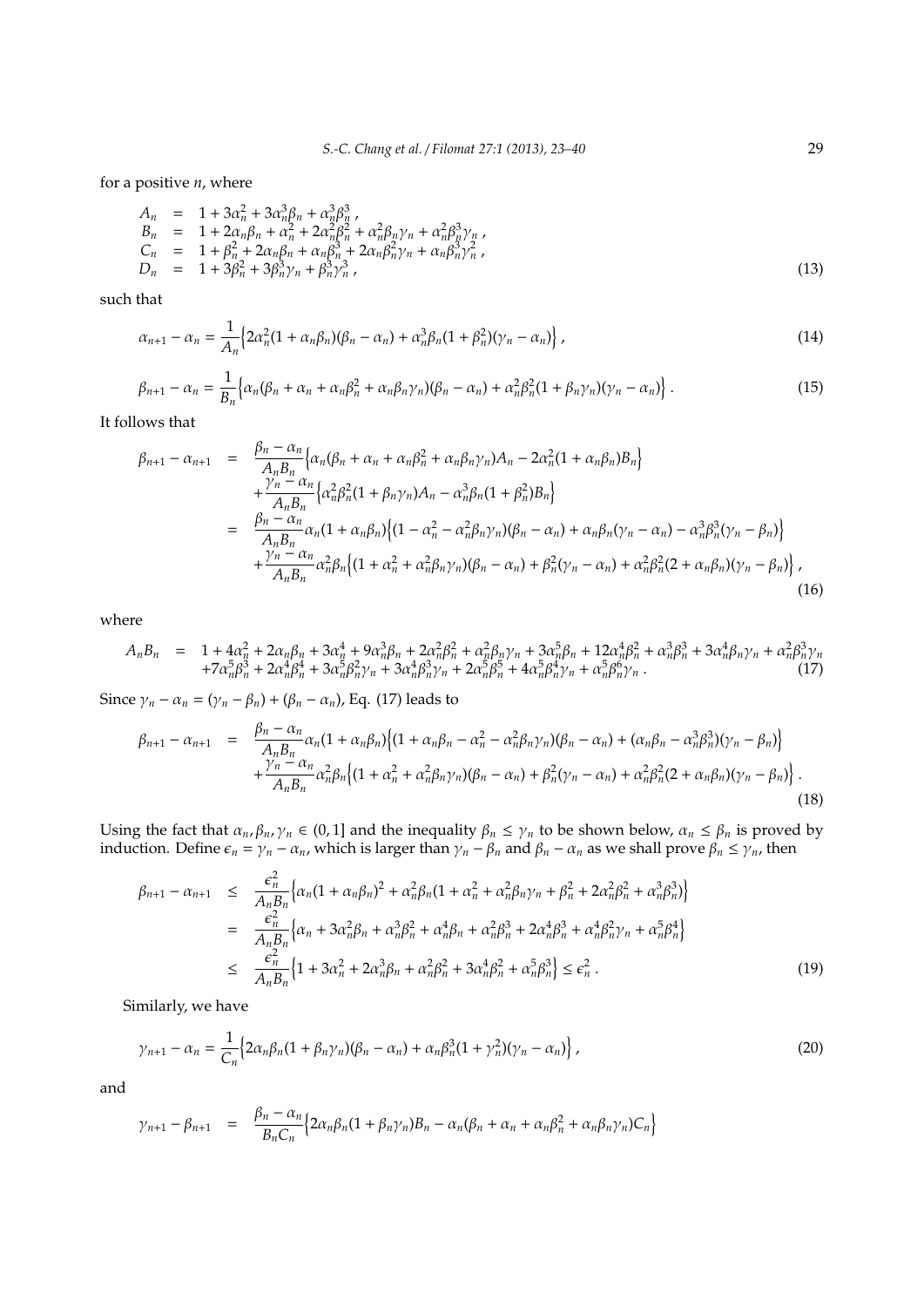for a positive $n$, where

$$
\begin{aligned}
A_n &= 1 + 3\alpha_n^2 + 3\alpha_n^3\beta_n + \alpha_n^3\beta_n^3 , \\
B_n &= 1 + 2\alpha_n\beta_n + \alpha_n^2 + 2\alpha_n^2\beta_n^2 + \alpha_n^2\beta_n\gamma_n + \alpha_n^2\beta_n^3\gamma_n , \\
C_n &= 1 + \beta_n^2 + 2\alpha_n\beta_n + \alpha_n\beta_n^3 + 2\alpha_n\beta_n^2\gamma_n + \alpha_n\beta_n^3\gamma_n^2 , \\
D_n &= 1 + 3\beta_n^2 + 3\beta_n^3\gamma_n + \beta_n^3\gamma_n^3 ,
\end{aligned} \tag{13}
$$

such that

$$
\alpha_{n+1} - \alpha_n = \frac{1}{A_n}\Big\{2\alpha_n^2(1+\alpha_n\beta_n)(\beta_n - \alpha_n) + \alpha_n^3\beta_n(1+\beta_n^2)(\gamma_n - \alpha_n)\Big\} , \tag{14}
$$

$$
\beta_{n+1} - \alpha_n = \frac{1}{B_n}\Big\{\alpha_n(\beta_n + \alpha_n + \alpha_n\beta_n^2 + \alpha_n\beta_n\gamma_n)(\beta_n - \alpha_n) + \alpha_n^2\beta_n^2(1+\beta_n\gamma_n)(\gamma_n - \alpha_n)\Big\} . \tag{15}
$$

It follows that

$$
\begin{aligned}
\beta_{n+1} - \alpha_{n+1} &= \frac{\beta_n - \alpha_n}{A_nB_n}\Big\{\alpha_n(\beta_n + \alpha_n + \alpha_n\beta_n^2 + \alpha_n\beta_n\gamma_n)A_n - 2\alpha_n^2(1+\alpha_n\beta_n)B_n\Big\} \\
&\quad + \frac{\gamma_n - \alpha_n}{A_nB_n}\Big\{\alpha_n^2\beta_n^2(1+\beta_n\gamma_n)A_n - \alpha_n^3\beta_n(1+\beta_n^2)B_n\Big\} \\
&= \frac{\beta_n - \alpha_n}{A_nB_n}\alpha_n(1+\alpha_n\beta_n)\Big\{(1 - \alpha_n^2 - \alpha_n^2\beta_n\gamma_n)(\beta_n - \alpha_n) + \alpha_n\beta_n(\gamma_n - \alpha_n) - \alpha_n^3\beta_n^3(\gamma_n - \beta_n)\Big\} \\
&\quad + \frac{\gamma_n - \alpha_n}{A_nB_n}\alpha_n^2\beta_n\Big\{(1 + \alpha_n^2 + \alpha_n^2\beta_n\gamma_n)(\beta_n - \alpha_n) + \beta_n^2(\gamma_n - \alpha_n) + \alpha_n^2\beta_n^2(2+\alpha_n\beta_n)(\gamma_n - \beta_n)\Big\} ,
\end{aligned} \tag{16}
$$

where

$$
\begin{aligned}
A_nB_n &= 1 + 4\alpha_n^2 + 2\alpha_n\beta_n + 3\alpha_n^4 + 9\alpha_n^3\beta_n + 2\alpha_n^2\beta_n^2 + \alpha_n^2\beta_n\gamma_n + 3\alpha_n^5\beta_n + 12\alpha_n^4\beta_n^2 + \alpha_n^3\beta_n^3 + 3\alpha_n^4\beta_n\gamma_n + \alpha_n^2\beta_n^3\gamma_n \\
&\quad + 7\alpha_n^5\beta_n^3 + 2\alpha_n^4\beta_n^4 + 3\alpha_n^5\beta_n^2\gamma_n + 3\alpha_n^4\beta_n^3\gamma_n + 2\alpha_n^5\beta_n^5 + 4\alpha_n^5\beta_n^4\gamma_n + \alpha_n^5\beta_n^6\gamma_n .
\end{aligned} \tag{17}
$$

Since $\gamma_n - \alpha_n = (\gamma_n - \beta_n) + (\beta_n - \alpha_n)$, Eq. (17) leads to

$$
\begin{aligned}
\beta_{n+1} - \alpha_{n+1} &= \frac{\beta_n - \alpha_n}{A_nB_n}\alpha_n(1+\alpha_n\beta_n)\Big\{(1 + \alpha_n\beta_n - \alpha_n^2 - \alpha_n^2\beta_n\gamma_n)(\beta_n - \alpha_n) + (\alpha_n\beta_n - \alpha_n^3\beta_n^3)(\gamma_n - \beta_n)\Big\} \\
&\quad + \frac{\gamma_n - \alpha_n}{A_nB_n}\alpha_n^2\beta_n\Big\{(1 + \alpha_n^2 + \alpha_n^2\beta_n\gamma_n)(\beta_n - \alpha_n) + \beta_n^2(\gamma_n - \alpha_n) + \alpha_n^2\beta_n^2(2+\alpha_n\beta_n)(\gamma_n - \beta_n)\Big\} .
\end{aligned} \tag{18}
$$

Using the fact that $\alpha_n, \beta_n, \gamma_n \in (0, 1]$ and the inequality $\beta_n \le \gamma_n$ to be shown below, $\alpha_n \le \beta_n$ is proved by induction. Define $\epsilon_n = \gamma_n - \alpha_n$, which is larger than $\gamma_n - \beta_n$ and $\beta_n - \alpha_n$ as we shall prove $\beta_n \le \gamma_n$, then

$$
\begin{aligned}
\beta_{n+1} - \alpha_{n+1} &\le \frac{\epsilon_n^2}{A_nB_n}\Big\{\alpha_n(1+\alpha_n\beta_n)^2 + \alpha_n^2\beta_n(1 + \alpha_n^2 + \alpha_n^2\beta_n\gamma_n + \beta_n^2 + 2\alpha_n^2\beta_n^2 + \alpha_n^3\beta_n^3)\Big\} \\
&= \frac{\epsilon_n^2}{A_nB_n}\Big\{\alpha_n + 3\alpha_n^2\beta_n + \alpha_n^3\beta_n^2 + \alpha_n^4\beta_n + \alpha_n^2\beta_n^3 + 2\alpha_n^4\beta_n^3 + \alpha_n^4\beta_n^2\gamma_n + \alpha_n^5\beta_n^4\Big\} \\
&\le \frac{\epsilon_n^2}{A_nB_n}\Big\{1 + 3\alpha_n^2 + 2\alpha_n^3\beta_n + \alpha_n^2\beta_n^2 + 3\alpha_n^4\beta_n^2 + \alpha_n^5\beta_n^3\Big\} \le \epsilon_n^2 .
\end{aligned} \tag{19}
$$

Similarly, we have

$$
\gamma_{n+1} - \alpha_n = \frac{1}{C_n}\Big\{2\alpha_n\beta_n(1+\beta_n\gamma_n)(\beta_n - \alpha_n) + \alpha_n\beta_n^3(1+\gamma_n^2)(\gamma_n - \alpha_n)\Big\} , \tag{20}
$$

and

$$
\gamma_{n+1} - \beta_{n+1} = \frac{\beta_n - \alpha_n}{B_nC_n}\Big\{2\alpha_n\beta_n(1+\beta_n\gamma_n)B_n - \alpha_n(\beta_n + \alpha_n + \alpha_n\beta_n^2 + \alpha_n\beta_n\gamma_n)C_n\Big\}
$$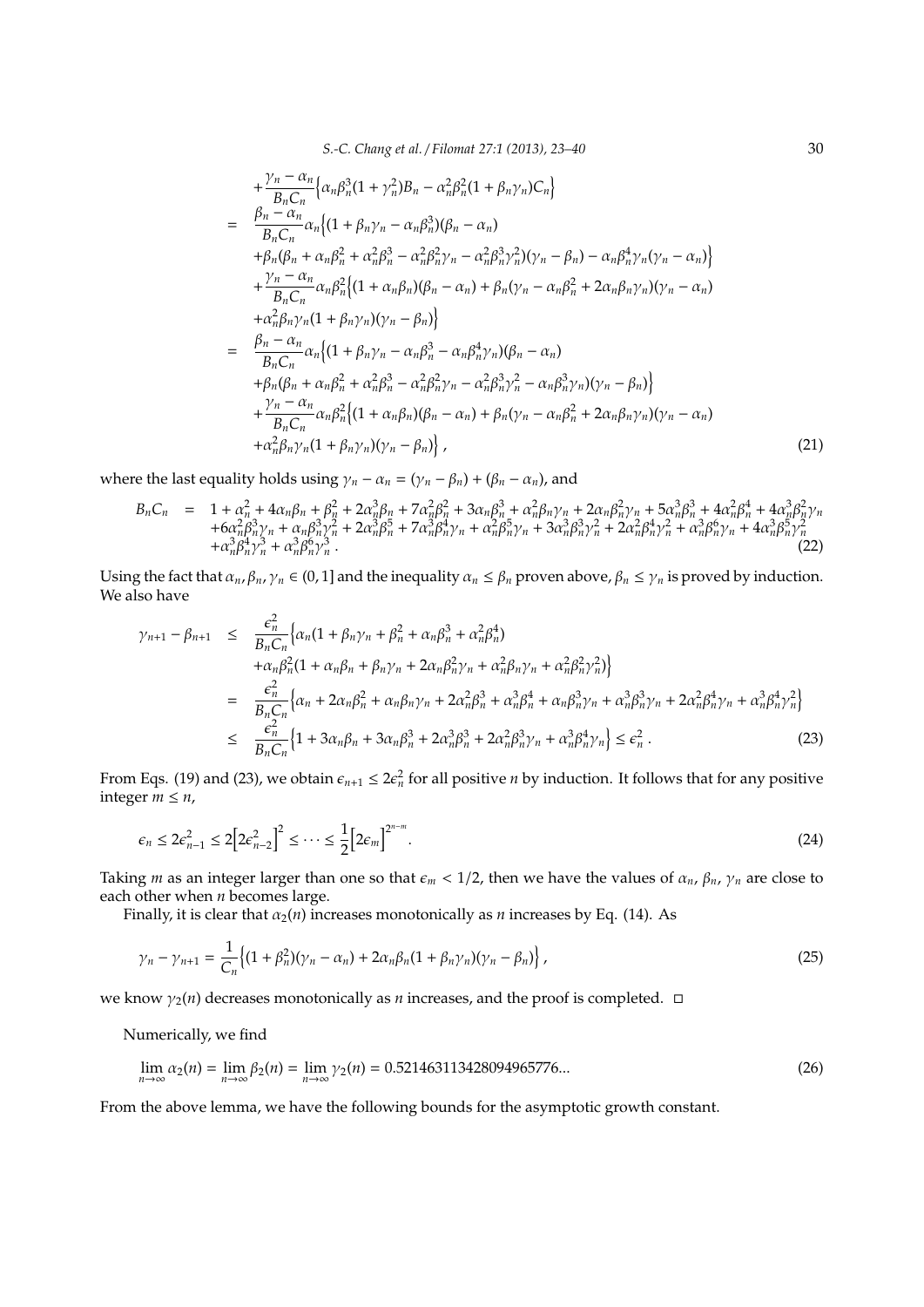$$
\begin{aligned}
& + \frac{\gamma_n - \alpha_n}{B_n C_n}\Big\{\alpha_n \beta_n^3 (1+\gamma_n^2) B_n - \alpha_n^2 \beta_n^2 (1+\beta_n\gamma_n) C_n\Big\} \\
= \;& \frac{\beta_n - \alpha_n}{B_n C_n}\alpha_n \Big\{(1+\beta_n\gamma_n - \alpha_n\beta_n^3)(\beta_n - \alpha_n) \\
& + \beta_n(\beta_n + \alpha_n\beta_n^2 + \alpha_n^2\beta_n^3 - \alpha_n^2\beta_n^2\gamma_n - \alpha_n^2\beta_n^3\gamma_n^2)(\gamma_n - \beta_n) - \alpha_n\beta_n^4\gamma_n(\gamma_n - \alpha_n)\Big\} \\
& + \frac{\gamma_n - \alpha_n}{B_n C_n}\alpha_n\beta_n^2\Big\{(1+\alpha_n\beta_n)(\beta_n - \alpha_n) + \beta_n(\gamma_n - \alpha_n\beta_n^2 + 2\alpha_n\beta_n\gamma_n)(\gamma_n - \alpha_n) \\
& + \alpha_n^2\beta_n\gamma_n(1+\beta_n\gamma_n)(\gamma_n - \beta_n)\Big\} \\
= \;& \frac{\beta_n - \alpha_n}{B_n C_n}\alpha_n \Big\{(1+\beta_n\gamma_n - \alpha_n\beta_n^3 - \alpha_n\beta_n^4\gamma_n)(\beta_n - \alpha_n) \\
& + \beta_n(\beta_n + \alpha_n\beta_n^2 + \alpha_n^2\beta_n^3 - \alpha_n^2\beta_n^2\gamma_n - \alpha_n^2\beta_n^3\gamma_n^2 - \alpha_n\beta_n^3\gamma_n)(\gamma_n - \beta_n)\Big\} \\
& + \frac{\gamma_n - \alpha_n}{B_n C_n}\alpha_n\beta_n^2\Big\{(1+\alpha_n\beta_n)(\beta_n - \alpha_n) + \beta_n(\gamma_n - \alpha_n\beta_n^2 + 2\alpha_n\beta_n\gamma_n)(\gamma_n - \alpha_n) \\
& + \alpha_n^2\beta_n\gamma_n(1+\beta_n\gamma_n)(\gamma_n - \beta_n)\Big\}\,, 
\end{aligned} \tag{21}
$$

where the last equality holds using $\gamma_n - \alpha_n = (\gamma_n - \beta_n) + (\beta_n - \alpha_n)$, and

$$
\begin{aligned}
B_n C_n = \;& 1 + \alpha_n^2 + 4\alpha_n\beta_n + \beta_n^2 + 2\alpha_n^3\beta_n + 7\alpha_n^2\beta_n^2 + 3\alpha_n\beta_n^3 + \alpha_n^2\beta_n\gamma_n + 2\alpha_n\beta_n^2\gamma_n + 5\alpha_n^3\beta_n^3 + 4\alpha_n^2\beta_n^4 + 4\alpha_n^3\beta_n^2\gamma_n \\
& + 6\alpha_n^2\beta_n^3\gamma_n + \alpha_n\beta_n^3\gamma_n^2 + 2\alpha_n^3\beta_n^5 + 7\alpha_n^3\beta_n^4\gamma_n + \alpha_n^2\beta_n^5\gamma_n + 3\alpha_n^3\beta_n^3\gamma_n^2 + 2\alpha_n^2\beta_n^4\gamma_n^2 + \alpha_n^3\beta_n^6\gamma_n + 4\alpha_n^3\beta_n^5\gamma_n^2 \\
& + \alpha_n^3\beta_n^4\gamma_n^3 + \alpha_n^3\beta_n^6\gamma_n^3\,.
\end{aligned} \tag{22}
$$

Using the fact that $\alpha_n, \beta_n, \gamma_n \in (0, 1]$ and the inequality $\alpha_n \le \beta_n$ proven above, $\beta_n \le \gamma_n$ is proved by induction. We also have

$$
\begin{aligned}
\gamma_{n+1} - \beta_{n+1} \;\le\;& \frac{\epsilon_n^2}{B_n C_n}\Big\{\alpha_n(1 + \beta_n\gamma_n + \beta_n^2 + \alpha_n\beta_n^3 + \alpha_n^2\beta_n^4) \\
& + \alpha_n\beta_n^2(1 + \alpha_n\beta_n + \beta_n\gamma_n + 2\alpha_n\beta_n^2\gamma_n + \alpha_n^2\beta_n\gamma_n + \alpha_n^2\beta_n^2\gamma_n^2)\Big\} \\
=\;& \frac{\epsilon_n^2}{B_n C_n}\Big\{\alpha_n + 2\alpha_n\beta_n^2 + \alpha_n\beta_n\gamma_n + 2\alpha_n^2\beta_n^3 + \alpha_n^3\beta_n^4 + \alpha_n\beta_n^3\gamma_n + \alpha_n^3\beta_n^3\gamma_n + 2\alpha_n^2\beta_n^4\gamma_n + \alpha_n^3\beta_n^4\gamma_n^2\Big\} \\
\le\;& \frac{\epsilon_n^2}{B_n C_n}\Big\{1 + 3\alpha_n\beta_n + 3\alpha_n\beta_n^3 + 2\alpha_n^3\beta_n^3 + 2\alpha_n^2\beta_n^3\gamma_n + \alpha_n^3\beta_n^4\gamma_n\Big\} \le \epsilon_n^2\,.
\end{aligned} \tag{23}
$$

From Eqs. (19) and (23), we obtain $\epsilon_{n+1} \le 2\epsilon_n^2$ for all positive $n$ by induction. It follows that for any positive integer $m \le n$,

$$
\epsilon_n \le 2\epsilon_{n-1}^2 \le 2\Big[2\epsilon_{n-2}^2\Big]^2 \le \cdots \le \frac{1}{2}\Big[2\epsilon_m\Big]^{2^{n-m}}. \tag{24}
$$

Taking $m$ as an integer larger than one so that $\epsilon_m < 1/2$, then we have the values of $\alpha_n$, $\beta_n$, $\gamma_n$ are close to each other when $n$ becomes large.

Finally, it is clear that $\alpha_2(n)$ increases monotonically as $n$ increases by Eq. (14). As

$$
\gamma_n - \gamma_{n+1} = \frac{1}{C_n}\Big\{(1+\beta_n^2)(\gamma_n - \alpha_n) + 2\alpha_n\beta_n(1+\beta_n\gamma_n)(\gamma_n - \beta_n)\Big\}\,, \tag{25}
$$

we know $\gamma_2(n)$ decreases monotonically as $n$ increases, and the proof is completed. □

Numerically, we find

$$
\lim_{n\to\infty} \alpha_2(n) = \lim_{n\to\infty} \beta_2(n) = \lim_{n\to\infty} \gamma_2(n) = 0.521463113428094965776... \tag{26}
$$

From the above lemma, we have the following bounds for the asymptotic growth constant.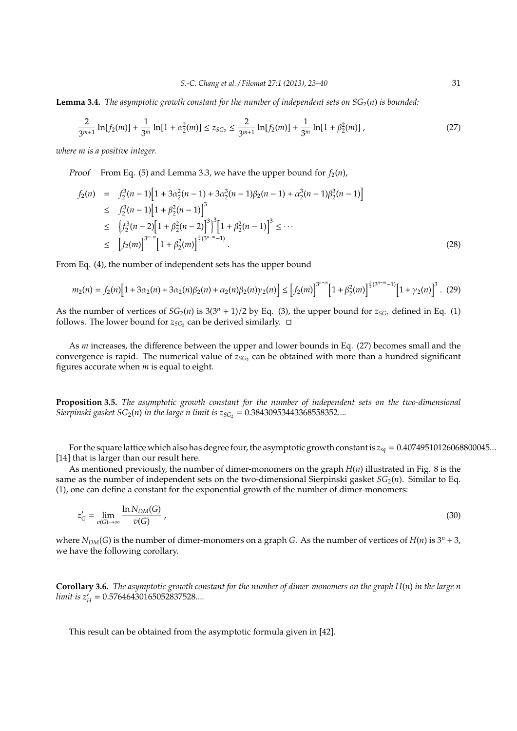**Lemma 3.4.** *The asymptotic growth constant for the number of independent sets on $SG_2(n)$ is bounded:*

$$\frac{2}{3^{m+1}} \ln[f_2(m)] + \frac{1}{3^m} \ln[1+\alpha_2^2(m)] \le z_{SG_2} \le \frac{2}{3^{m+1}} \ln[f_2(m)] + \frac{1}{3^m} \ln[1+\beta_2^2(m)] \,, \tag{27}$$

*where $m$ is a positive integer.*

*Proof* From Eq. (5) and Lemma 3.3, we have the upper bound for $f_2(n)$,

$$\begin{aligned}
f_2(n) &= f_2^3(n-1)\Big[1+3\alpha_2^2(n-1)+3\alpha_2^3(n-1)\beta_2(n-1)+\alpha_2^3(n-1)\beta_2^3(n-1)\Big] \\
&\le f_2^3(n-1)\Big[1+\beta_2^2(n-1)\Big]^3 \\
&\le \Big\{f_2^3(n-2)\Big[1+\beta_2^2(n-2)\Big]^3\Big\}^3\Big[1+\beta_2^2(n-1)\Big]^3 \le \cdots \\
&\le \Big[f_2(m)\Big]^{3^{n-m}}\Big[1+\beta_2^2(m)\Big]^{\frac{3}{2}(3^{n-m}-1)} \,.
\end{aligned} \tag{28}$$

From Eq. (4), the number of independent sets has the upper bound

$$m_2(n) = f_2(n)\Big[1+3\alpha_2(n)+3\alpha_2(n)\beta_2(n)+\alpha_2(n)\beta_2(n)\gamma_2(n)\Big] \le \Big[f_2(m)\Big]^{3^{n-m}}\Big[1+\beta_2^2(m)\Big]^{\frac{3}{2}(3^{n-m}-1)}\Big[1+\gamma_2(n)\Big]^3 \,. \tag{29}$$

As the number of vertices of $SG_2(n)$ is $3(3^n+1)/2$ by Eq. (3), the upper bound for $z_{SG_2}$ defined in Eq. (1) follows. The lower bound for $z_{SG_2}$ can be derived similarly. □

As $m$ increases, the difference between the upper and lower bounds in Eq. (27) becomes small and the convergence is rapid. The numerical value of $z_{SG_2}$ can be obtained with more than a hundred significant figures accurate when $m$ is equal to eight.

**Proposition 3.5.** *The asymptotic growth constant for the number of independent sets on the two-dimensional Sierpinski gasket $SG_2(n)$ in the large $n$ limit is $z_{SG_2} = 0.38430953443368558352....$*

For the square lattice which also has degree four, the asymptotic growth constant is $z_{sq} = 0.40749510126068800045...$ [14] that is larger than our result here.

As mentioned previously, the number of dimer-monomers on the graph $H(n)$ illustrated in Fig. 8 is the same as the number of independent sets on the two-dimensional Sierpinski gasket $SG_2(n)$. Similar to Eq. (1), one can define a constant for the exponential growth of the number of dimer-monomers:

$$z'_G = \lim_{v(G)\to\infty} \frac{\ln N_{DM}(G)}{v(G)} \,, \tag{30}$$

where $N_{DM}(G)$ is the number of dimer-monomers on a graph $G$. As the number of vertices of $H(n)$ is $3^n+3$, we have the following corollary.

**Corollary 3.6.** *The asymptotic growth constant for the number of dimer-monomers on the graph $H(n)$ in the large $n$ limit is $z'_H = 0.57646430165052837528....$*

This result can be obtained from the asymptotic formula given in [42].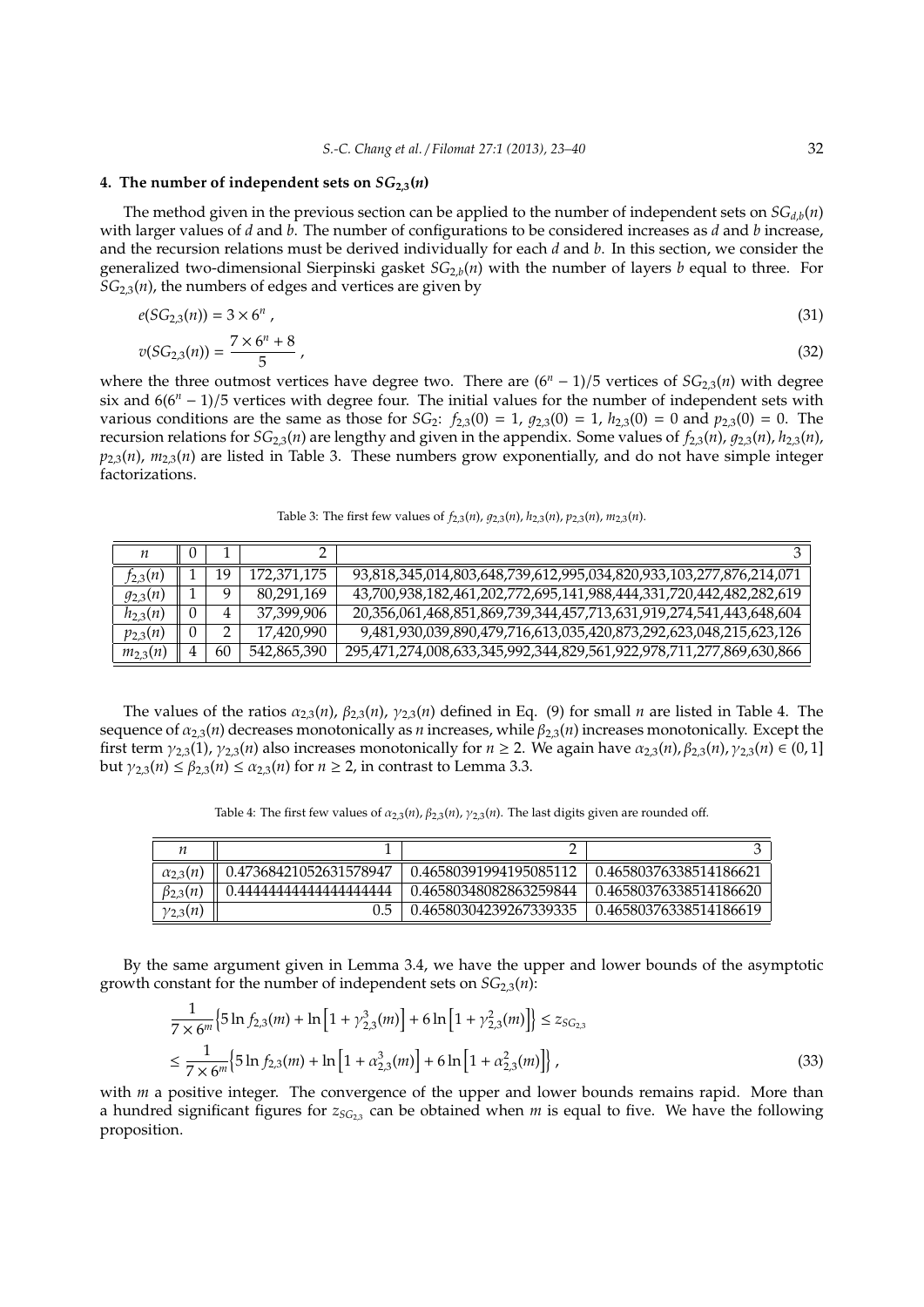## 4. The number of independent sets on $SG_{2,3}(n)$

The method given in the previous section can be applied to the number of independent sets on $SG_{d,b}(n)$ with larger values of $d$ and $b$. The number of configurations to be considered increases as $d$ and $b$ increase, and the recursion relations must be derived individually for each $d$ and $b$. In this section, we consider the generalized two-dimensional Sierpinski gasket $SG_{2,b}(n)$ with the number of layers $b$ equal to three. For $SG_{2,3}(n)$, the numbers of edges and vertices are given by

$$e(SG_{2,3}(n)) = 3 \times 6^n \,, \tag{31}$$

$$v(SG_{2,3}(n)) = \frac{7 \times 6^n + 8}{5} \,, \tag{32}$$

where the three outmost vertices have degree two. There are $(6^n - 1)/5$ vertices of $SG_{2,3}(n)$ with degree six and $6(6^n - 1)/5$ vertices with degree four. The initial values for the number of independent sets with various conditions are the same as those for $SG_2$: $f_{2,3}(0) = 1$, $g_{2,3}(0) = 1$, $h_{2,3}(0) = 0$ and $p_{2,3}(0) = 0$. The recursion relations for $SG_{2,3}(n)$ are lengthy and given in the appendix. Some values of $f_{2,3}(n)$, $g_{2,3}(n)$, $h_{2,3}(n)$, $p_{2,3}(n)$, $m_{2,3}(n)$ are listed in Table 3. These numbers grow exponentially, and do not have simple integer factorizations.

Table 3: The first few values of $f_{2,3}(n)$, $g_{2,3}(n)$, $h_{2,3}(n)$, $p_{2,3}(n)$, $m_{2,3}(n)$.

| $n$ | 0 | 1 | 2 | 3 |
|---|---|---|---|---|
| $f_{2,3}(n)$ | 1 | 19 | 172,371,175 | 93,818,345,014,803,648,739,612,995,034,820,933,103,277,876,214,071 |
| $g_{2,3}(n)$ | 1 | 9 | 80,291,169 | 43,700,938,182,461,202,772,695,141,988,444,331,720,442,482,282,619 |
| $h_{2,3}(n)$ | 0 | 4 | 37,399,906 | 20,356,061,468,851,869,739,344,457,713,631,919,274,541,443,648,604 |
| $p_{2,3}(n)$ | 0 | 2 | 17,420,990 | 9,481,930,039,890,479,716,613,035,420,873,292,623,048,215,623,126 |
| $m_{2,3}(n)$ | 4 | 60 | 542,865,390 | 295,471,274,008,633,345,992,344,829,561,922,978,711,277,869,630,866 |

The values of the ratios $\alpha_{2,3}(n)$, $\beta_{2,3}(n)$, $\gamma_{2,3}(n)$ defined in Eq. (9) for small $n$ are listed in Table 4. The sequence of $\alpha_{2,3}(n)$ decreases monotonically as $n$ increases, while $\beta_{2,3}(n)$ increases monotonically. Except the first term $\gamma_{2,3}(1)$, $\gamma_{2,3}(n)$ also increases monotonically for $n \geq 2$. We again have $\alpha_{2,3}(n), \beta_{2,3}(n), \gamma_{2,3}(n) \in (0, 1]$ but $\gamma_{2,3}(n) \leq \beta_{2,3}(n) \leq \alpha_{2,3}(n)$ for $n \geq 2$, in contrast to Lemma 3.3.

Table 4: The first few values of $\alpha_{2,3}(n)$, $\beta_{2,3}(n)$, $\gamma_{2,3}(n)$. The last digits given are rounded off.

| $n$ | 1 | 2 | 3 |
|---|---|---|---|
| $\alpha_{2,3}(n)$ | 0.47368421052631578947 | 0.46580391994195085112 | 0.46580376338514186621 |
| $\beta_{2,3}(n)$ | 0.44444444444444444444 | 0.46580348082863259844 | 0.46580376338514186620 |
| $\gamma_{2,3}(n)$ | 0.5 | 0.46580304239267339335 | 0.46580376338514186619 |

By the same argument given in Lemma 3.4, we have the upper and lower bounds of the asymptotic growth constant for the number of independent sets on $SG_{2,3}(n)$:

$$\begin{aligned}
&\frac{1}{7 \times 6^m}\Big\{5 \ln f_{2,3}(m) + \ln\Big[1 + \gamma_{2,3}^3(m)\Big] + 6 \ln\Big[1 + \gamma_{2,3}^2(m)\Big]\Big\} \leq z_{SG_{2,3}} \\
&\leq \frac{1}{7 \times 6^m}\Big\{5 \ln f_{2,3}(m) + \ln\Big[1 + \alpha_{2,3}^3(m)\Big] + 6 \ln\Big[1 + \alpha_{2,3}^2(m)\Big]\Big\} \,,
\end{aligned} \tag{33}$$

with $m$ a positive integer. The convergence of the upper and lower bounds remains rapid. More than a hundred significant figures for $z_{SG_{2,3}}$ can be obtained when $m$ is equal to five. We have the following proposition.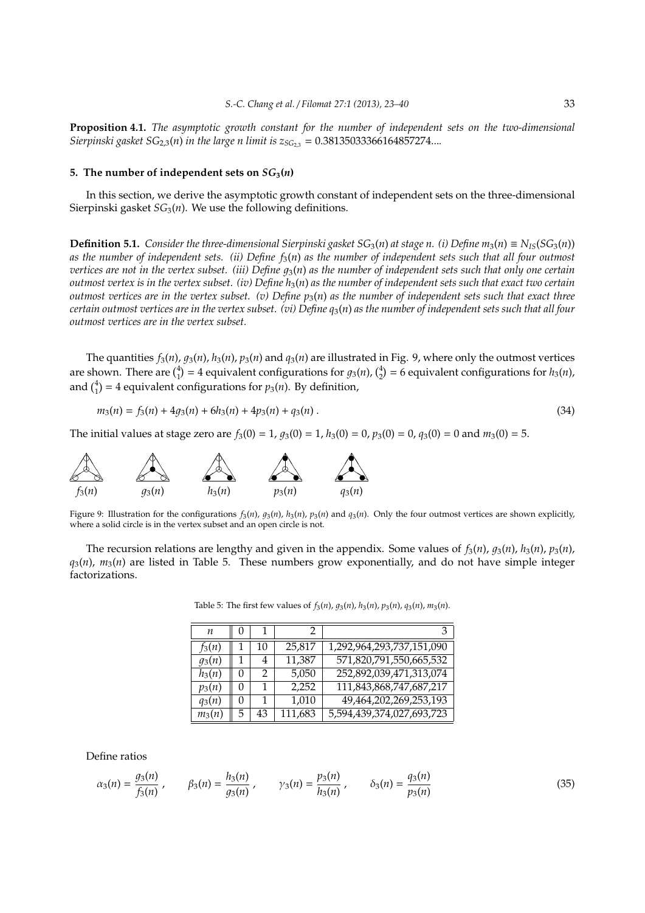**Proposition 4.1.** *The asymptotic growth constant for the number of independent sets on the two-dimensional Sierpinski gasket $SG_{2,3}(n)$ in the large n limit is $z_{SG_{2,3}} = 0.38135033366164857274....$*

## 5. The number of independent sets on $SG_3(n)$

In this section, we derive the asymptotic growth constant of independent sets on the three-dimensional Sierpinski gasket $SG_3(n)$. We use the following definitions.

**Definition 5.1.** *Consider the three-dimensional Sierpinski gasket $SG_3(n)$ at stage n. (i) Define $m_3(n) \equiv N_{IS}(SG_3(n))$ as the number of independent sets. (ii) Define $f_3(n)$ as the number of independent sets such that all four outmost vertices are not in the vertex subset. (iii) Define $g_3(n)$ as the number of independent sets such that only one certain outmost vertex is in the vertex subset. (iv) Define $h_3(n)$ as the number of independent sets such that exact two certain outmost vertices are in the vertex subset. (v) Define $p_3(n)$ as the number of independent sets such that exact three certain outmost vertices are in the vertex subset. (vi) Define $q_3(n)$ as the number of independent sets such that all four outmost vertices are in the vertex subset.*

The quantities $f_3(n)$, $g_3(n)$, $h_3(n)$, $p_3(n)$ and $q_3(n)$ are illustrated in Fig. 9, where only the outmost vertices are shown. There are $\binom{4}{1} = 4$ equivalent configurations for $g_3(n)$, $\binom{4}{2} = 6$ equivalent configurations for $h_3(n)$, and $\binom{4}{1} = 4$ equivalent configurations for $p_3(n)$. By definition,

$$m_3(n) = f_3(n) + 4g_3(n) + 6h_3(n) + 4p_3(n) + q_3(n) . \tag{34}$$

The initial values at stage zero are $f_3(0) = 1$, $g_3(0) = 1$, $h_3(0) = 0$, $p_3(0) = 0$, $q_3(0) = 0$ and $m_3(0) = 5$.

$f_3(n)$ $g_3(n)$ $h_3(n)$ $p_3(n)$ $q_3(n)$

Figure 9: Illustration for the configurations $f_3(n)$, $g_3(n)$, $h_3(n)$, $p_3(n)$ and $q_3(n)$. Only the four outmost vertices are shown explicitly, where a solid circle is in the vertex subset and an open circle is not.

The recursion relations are lengthy and given in the appendix. Some values of $f_3(n)$, $g_3(n)$, $h_3(n)$, $p_3(n)$, $q_3(n)$, $m_3(n)$ are listed in Table 5. These numbers grow exponentially, and do not have simple integer factorizations.

Table 5: The first few values of $f_3(n)$, $g_3(n)$, $h_3(n)$, $p_3(n)$, $q_3(n)$, $m_3(n)$.

| $n$ | 0 | 1 | 2 | 3 |
|---|---|---|---|---|
| $f_3(n)$ | 1 | 10 | 25,817 | 1,292,964,293,737,151,090 |
| $g_3(n)$ | 1 | 4 | 11,387 | 571,820,791,550,665,532 |
| $h_3(n)$ | 0 | 2 | 5,050 | 252,892,039,471,313,074 |
| $p_3(n)$ | 0 | 1 | 2,252 | 111,843,868,747,687,217 |
| $q_3(n)$ | 0 | 1 | 1,010 | 49,464,202,269,253,193 |
| $m_3(n)$ | 5 | 43 | 111,683 | 5,594,439,374,027,693,723 |

Define ratios

$$\alpha_3(n) = \frac{g_3(n)}{f_3(n)} , \qquad \beta_3(n) = \frac{h_3(n)}{g_3(n)} , \qquad \gamma_3(n) = \frac{p_3(n)}{h_3(n)} , \qquad \delta_3(n) = \frac{q_3(n)}{p_3(n)} \tag{35}$$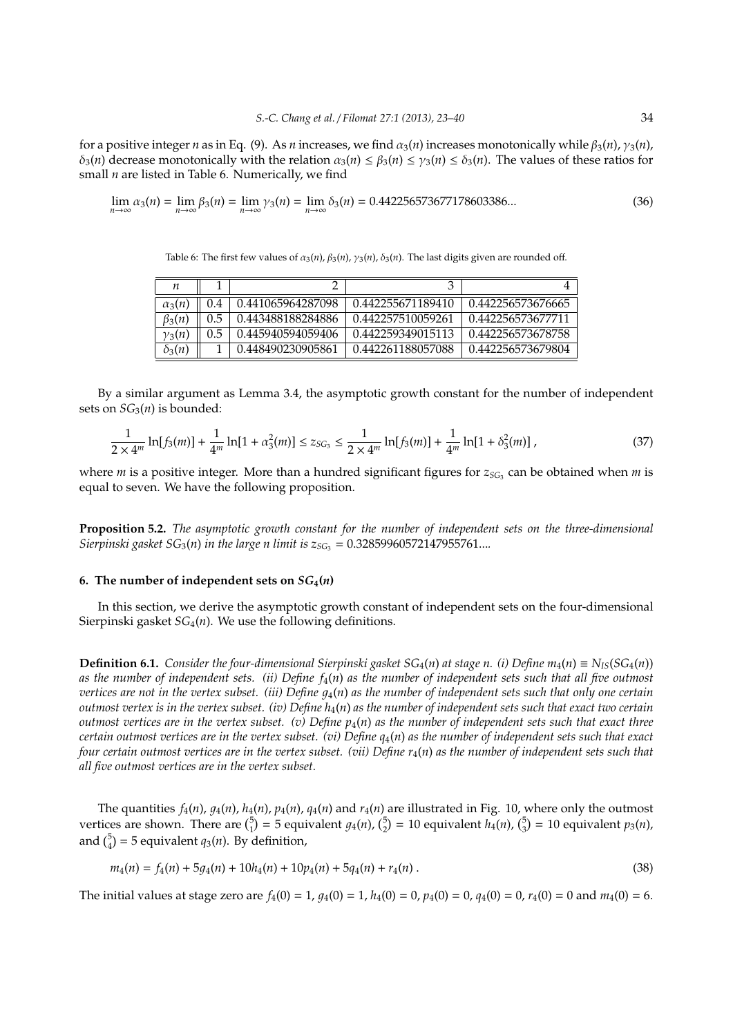for a positive integer $n$ as in Eq. (9). As $n$ increases, we find $\alpha_3(n)$ increases monotonically while $\beta_3(n)$, $\gamma_3(n)$, $\delta_3(n)$ decrease monotonically with the relation $\alpha_3(n) \leq \beta_3(n) \leq \gamma_3(n) \leq \delta_3(n)$. The values of these ratios for small $n$ are listed in Table 6. Numerically, we find

$$\lim_{n\to\infty} \alpha_3(n) = \lim_{n\to\infty} \beta_3(n) = \lim_{n\to\infty} \gamma_3(n) = \lim_{n\to\infty} \delta_3(n) = 0.442256573677178603386... \tag{36}$$

Table 6: The first few values of $\alpha_3(n)$, $\beta_3(n)$, $\gamma_3(n)$, $\delta_3(n)$. The last digits given are rounded off.

| $n$ | 1 | 2 | 3 | 4 |
|---|---|---|---|---|
| $\alpha_3(n)$ | 0.4 | 0.441065964287098 | 0.442255671189410 | 0.442256573676665 |
| $\beta_3(n)$ | 0.5 | 0.443488188284886 | 0.442257510059261 | 0.442256573677711 |
| $\gamma_3(n)$ | 0.5 | 0.445940594059406 | 0.442259349015113 | 0.442256573678758 |
| $\delta_3(n)$ | 1 | 0.448490230905861 | 0.442261188057088 | 0.442256573679804 |

By a similar argument as Lemma 3.4, the asymptotic growth constant for the number of independent sets on $SG_3(n)$ is bounded:

$$\frac{1}{2\times 4^m}\ln[f_3(m)] + \frac{1}{4^m}\ln[1+\alpha_3^2(m)] \leq z_{SG_3} \leq \frac{1}{2\times 4^m}\ln[f_3(m)] + \frac{1}{4^m}\ln[1+\delta_3^2(m)]\,, \tag{37}$$

where $m$ is a positive integer. More than a hundred significant figures for $z_{SG_3}$ can be obtained when $m$ is equal to seven. We have the following proposition.

**Proposition 5.2.** *The asymptotic growth constant for the number of independent sets on the three-dimensional Sierpinski gasket $SG_3(n)$ in the large $n$ limit is $z_{SG_3} = 0.328599605721479557 61....$*

## 6. The number of independent sets on $SG_4(n)$

In this section, we derive the asymptotic growth constant of independent sets on the four-dimensional Sierpinski gasket $SG_4(n)$. We use the following definitions.

**Definition 6.1.** *Consider the four-dimensional Sierpinski gasket $SG_4(n)$ at stage $n$. (i) Define $m_4(n) \equiv N_{IS}(SG_4(n))$ as the number of independent sets. (ii) Define $f_4(n)$ as the number of independent sets such that all five outmost vertices are not in the vertex subset. (iii) Define $g_4(n)$ as the number of independent sets such that only one certain outmost vertex is in the vertex subset. (iv) Define $h_4(n)$ as the number of independent sets such that exact two certain outmost vertices are in the vertex subset. (v) Define $p_4(n)$ as the number of independent sets such that exact three certain outmost vertices are in the vertex subset. (vi) Define $q_4(n)$ as the number of independent sets such that exact four certain outmost vertices are in the vertex subset. (vii) Define $r_4(n)$ as the number of independent sets such that all five outmost vertices are in the vertex subset.*

The quantities $f_4(n)$, $g_4(n)$, $h_4(n)$, $p_4(n)$, $q_4(n)$ and $r_4(n)$ are illustrated in Fig. 10, where only the outmost vertices are shown. There are $\binom{5}{1} = 5$ equivalent $g_4(n)$, $\binom{5}{2} = 10$ equivalent $h_4(n)$, $\binom{5}{3} = 10$ equivalent $p_3(n)$, and $\binom{5}{4} = 5$ equivalent $q_3(n)$. By definition,

$$m_4(n) = f_4(n) + 5g_4(n) + 10h_4(n) + 10p_4(n) + 5q_4(n) + r_4(n)\,. \tag{38}$$

The initial values at stage zero are $f_4(0) = 1$, $g_4(0) = 1$, $h_4(0) = 0$, $p_4(0) = 0$, $q_4(0) = 0$, $r_4(0) = 0$ and $m_4(0) = 6$.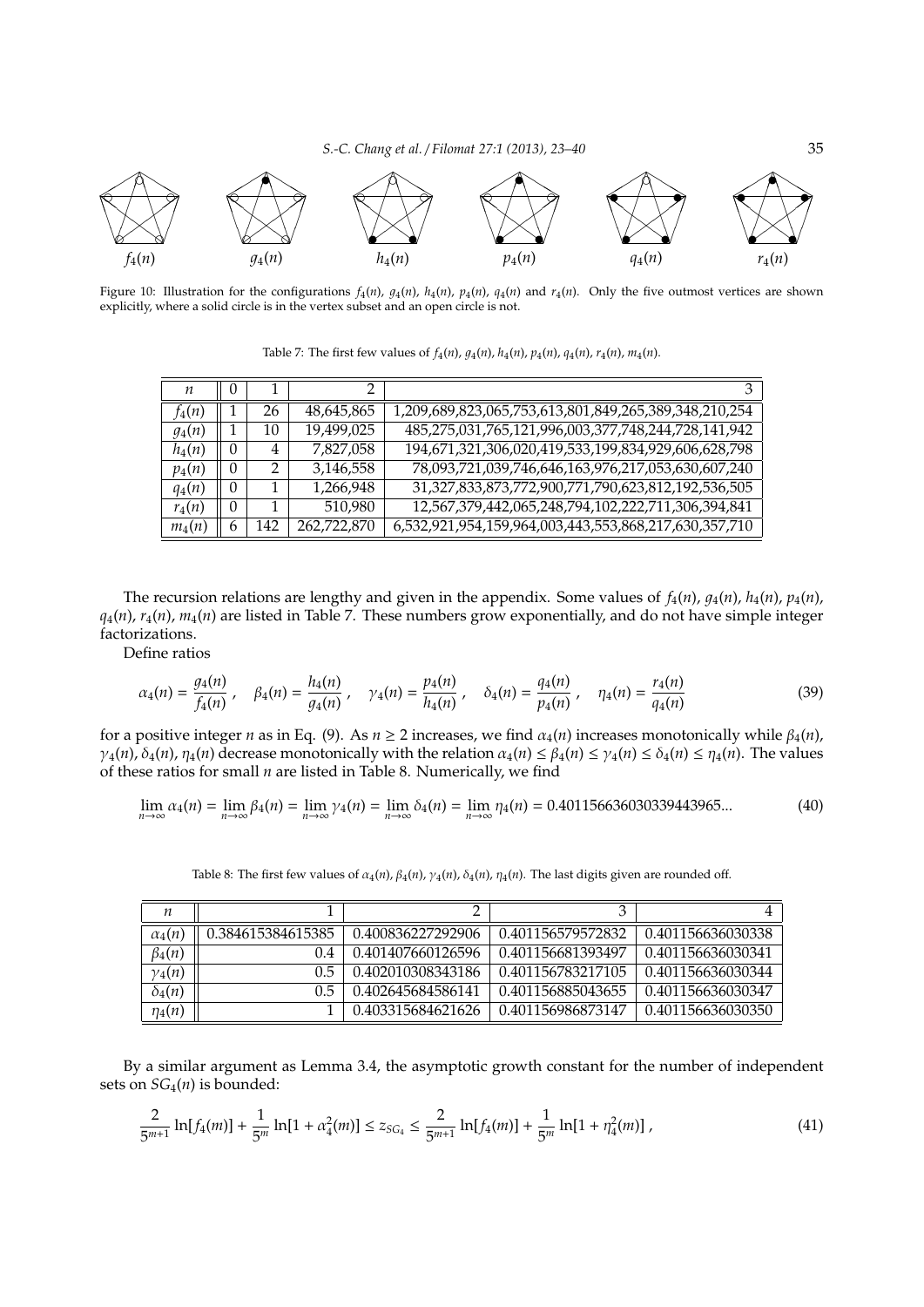Figure 10: Illustration for the configurations $f_4(n)$, $g_4(n)$, $h_4(n)$, $p_4(n)$, $q_4(n)$ and $r_4(n)$. Only the five outmost vertices are shown explicitly, where a solid circle is in the vertex subset and an open circle is not.

Table 7: The first few values of $f_4(n)$, $g_4(n)$, $h_4(n)$, $p_4(n)$, $q_4(n)$, $r_4(n)$, $m_4(n)$.

| $n$ | 0 | 1 | 2 | 3 |
|---|---|---|---|---|
| $f_4(n)$ | 1 | 26 | 48,645,865 | 1,209,689,823,065,753,613,801,849,265,389,348,210,254 |
| $g_4(n)$ | 1 | 10 | 19,499,025 | 485,275,031,765,121,996,003,377,748,244,728,141,942 |
| $h_4(n)$ | 0 | 4 | 7,827,058 | 194,671,321,306,020,419,533,199,834,929,606,628,798 |
| $p_4(n)$ | 0 | 2 | 3,146,558 | 78,093,721,039,746,646,163,976,217,053,630,607,240 |
| $q_4(n)$ | 0 | 1 | 1,266,948 | 31,327,833,873,772,900,771,790,623,812,192,536,505 |
| $r_4(n)$ | 0 | 1 | 510,980 | 12,567,379,442,065,248,794,102,222,711,306,394,841 |
| $m_4(n)$ | 6 | 142 | 262,722,870 | 6,532,921,954,159,964,003,443,553,868,217,630,357,710 |

The recursion relations are lengthy and given in the appendix. Some values of $f_4(n)$, $g_4(n)$, $h_4(n)$, $p_4(n)$, $q_4(n)$, $r_4(n)$, $m_4(n)$ are listed in Table 7. These numbers grow exponentially, and do not have simple integer factorizations.

Define ratios

$$\alpha_4(n) = \frac{g_4(n)}{f_4(n)}\,, \quad \beta_4(n) = \frac{h_4(n)}{g_4(n)}\,, \quad \gamma_4(n) = \frac{p_4(n)}{h_4(n)}\,, \quad \delta_4(n) = \frac{q_4(n)}{p_4(n)}\,, \quad \eta_4(n) = \frac{r_4(n)}{q_4(n)} \tag{39}$$

for a positive integer $n$ as in Eq. (9). As $n \geq 2$ increases, we find $\alpha_4(n)$ increases monotonically while $\beta_4(n)$, $\gamma_4(n)$, $\delta_4(n)$, $\eta_4(n)$ decrease monotonically with the relation $\alpha_4(n) \leq \beta_4(n) \leq \gamma_4(n) \leq \delta_4(n) \leq \eta_4(n)$. The values of these ratios for small $n$ are listed in Table 8. Numerically, we find

$$\lim_{n\to\infty} \alpha_4(n) = \lim_{n\to\infty} \beta_4(n) = \lim_{n\to\infty} \gamma_4(n) = \lim_{n\to\infty} \delta_4(n) = \lim_{n\to\infty} \eta_4(n) = 0.401156636030339443965... \tag{40}$$

Table 8: The first few values of $\alpha_4(n)$, $\beta_4(n)$, $\gamma_4(n)$, $\delta_4(n)$, $\eta_4(n)$. The last digits given are rounded off.

| $n$ | 1 | 2 | 3 | 4 |
|---|---|---|---|---|
| $\alpha_4(n)$ | 0.384615384615385 | 0.400836227292906 | 0.401156579572832 | 0.401156636030338 |
| $\beta_4(n)$ | 0.4 | 0.401407660126596 | 0.401156681393497 | 0.401156636030341 |
| $\gamma_4(n)$ | 0.5 | 0.402010308343186 | 0.401156783217105 | 0.401156636030344 |
| $\delta_4(n)$ | 0.5 | 0.402645684586141 | 0.401156885043655 | 0.401156636030347 |
| $\eta_4(n)$ | 1 | 0.403315684621626 | 0.401156986873147 | 0.401156636030350 |

By a similar argument as Lemma 3.4, the asymptotic growth constant for the number of independent sets on $SG_4(n)$ is bounded:

$$\frac{2}{5^{m+1}} \ln[f_4(m)] + \frac{1}{5^m} \ln[1 + \alpha_4^2(m)] \leq z_{SG_4} \leq \frac{2}{5^{m+1}} \ln[f_4(m)] + \frac{1}{5^m} \ln[1 + \eta_4^2(m)]\,, \tag{41}$$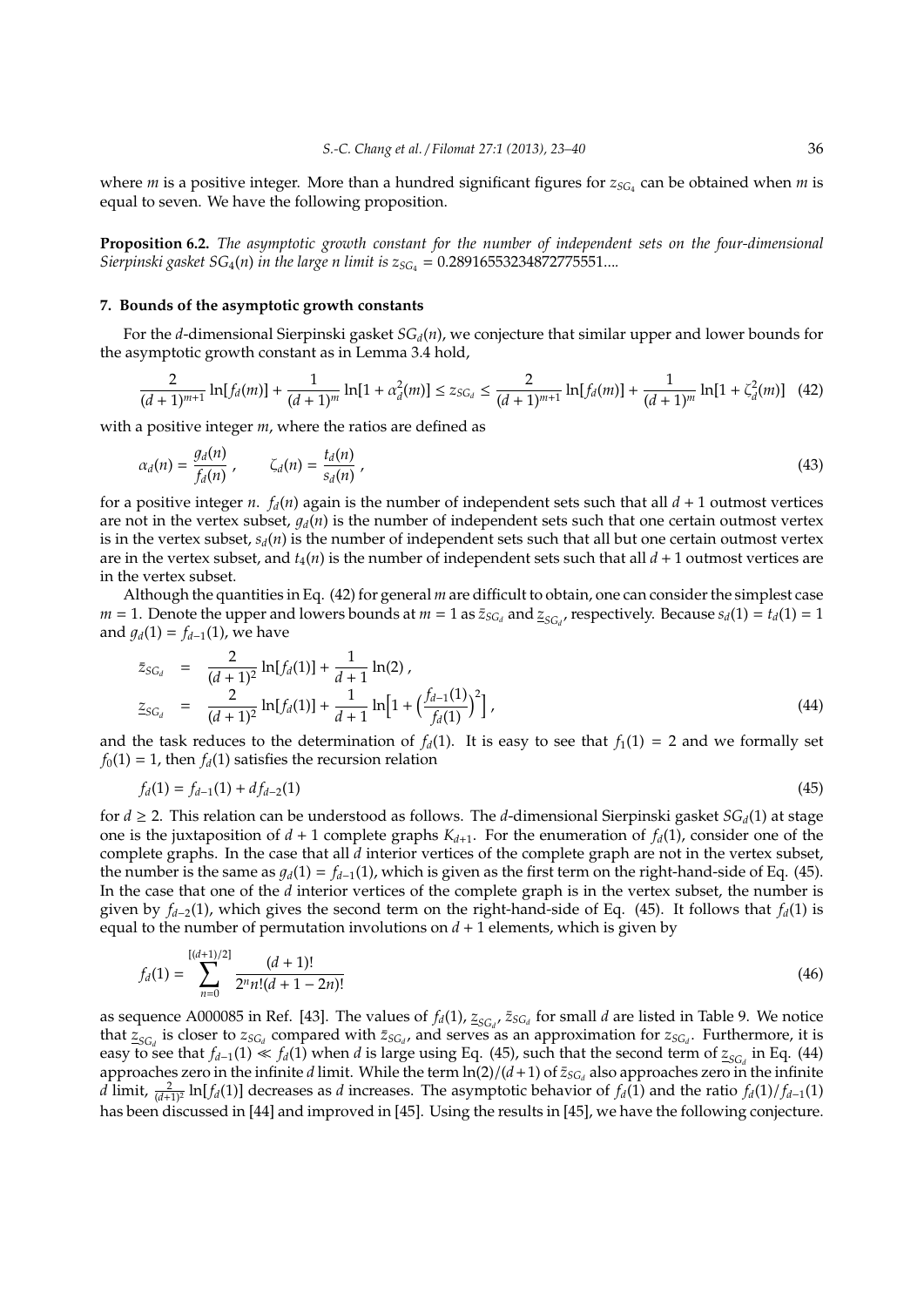where $m$ is a positive integer. More than a hundred significant figures for $z_{SG_4}$ can be obtained when $m$ is equal to seven. We have the following proposition.

**Proposition 6.2.** *The asymptotic growth constant for the number of independent sets on the four-dimensional Sierpinski gasket $SG_4(n)$ in the large $n$ limit is $z_{SG_4} = 0.28916553234872775551....$*

## 7. Bounds of the asymptotic growth constants

For the $d$-dimensional Sierpinski gasket $SG_d(n)$, we conjecture that similar upper and lower bounds for the asymptotic growth constant as in Lemma 3.4 hold,

$$\frac{2}{(d+1)^{m+1}} \ln[f_d(m)] + \frac{1}{(d+1)^m} \ln[1+\alpha_d^2(m)] \leq z_{SG_d} \leq \frac{2}{(d+1)^{m+1}} \ln[f_d(m)] + \frac{1}{(d+1)^m} \ln[1+\zeta_d^2(m)] \quad (42)$$

with a positive integer $m$, where the ratios are defined as

$$\alpha_d(n) = \frac{g_d(n)}{f_d(n)} \,, \qquad \zeta_d(n) = \frac{t_d(n)}{s_d(n)} \,, \quad (43)$$

for a positive integer $n$. $f_d(n)$ again is the number of independent sets such that all $d+1$ outmost vertices are not in the vertex subset, $g_d(n)$ is the number of independent sets such that one certain outmost vertex is in the vertex subset, $s_d(n)$ is the number of independent sets such that all but one certain outmost vertex are in the vertex subset, and $t_4(n)$ is the number of independent sets such that all $d+1$ outmost vertices are in the vertex subset.

Although the quantities in Eq. (42) for general $m$ are difficult to obtain, one can consider the simplest case $m = 1$. Denote the upper and lowers bounds at $m = 1$ as $\bar{z}_{SG_d}$ and $\underline{z}_{SG_d}$, respectively. Because $s_d(1) = t_d(1) = 1$ and $g_d(1) = f_{d-1}(1)$, we have

$$\begin{aligned}
\bar{z}_{SG_d} &= \frac{2}{(d+1)^2} \ln[f_d(1)] + \frac{1}{d+1} \ln(2) \,, \\
\underline{z}_{SG_d} &= \frac{2}{(d+1)^2} \ln[f_d(1)] + \frac{1}{d+1} \ln\Big[1 + \Big(\frac{f_{d-1}(1)}{f_d(1)}\Big)^2\Big] \,,
\end{aligned} \quad (44)$$

and the task reduces to the determination of $f_d(1)$. It is easy to see that $f_1(1) = 2$ and we formally set $f_0(1) = 1$, then $f_d(1)$ satisfies the recursion relation

$$f_d(1) = f_{d-1}(1) + d f_{d-2}(1) \quad (45)$$

for $d \geq 2$. This relation can be understood as follows. The $d$-dimensional Sierpinski gasket $SG_d(1)$ at stage one is the juxtaposition of $d+1$ complete graphs $K_{d+1}$. For the enumeration of $f_d(1)$, consider one of the complete graphs. In the case that all $d$ interior vertices of the complete graph are not in the vertex subset, the number is the same as $g_d(1) = f_{d-1}(1)$, which is given as the first term on the right-hand-side of Eq. (45). In the case that one of the $d$ interior vertices of the complete graph is in the vertex subset, the number is given by $f_{d-2}(1)$, which gives the second term on the right-hand-side of Eq. (45). It follows that $f_d(1)$ is equal to the number of permutation involutions on $d+1$ elements, which is given by

$$f_d(1) = \sum_{n=0}^{[(d+1)/2]} \frac{(d+1)!}{2^n n!(d+1-2n)!} \quad (46)$$

as sequence A000085 in Ref. [43]. The values of $f_d(1)$, $\underline{z}_{SG_d}$, $\bar{z}_{SG_d}$ for small $d$ are listed in Table 9. We notice that $\underline{z}_{SG_d}$ is closer to $z_{SG_d}$ compared with $\bar{z}_{SG_d}$, and serves as an approximation for $z_{SG_d}$. Furthermore, it is easy to see that $f_{d-1}(1) \ll f_d(1)$ when $d$ is large using Eq. (45), such that the second term of $\underline{z}_{SG_d}$ in Eq. (44) approaches zero in the infinite $d$ limit. While the term $\ln(2)/(d+1)$ of $\bar{z}_{SG_d}$ also approaches zero in the infinite $d$ limit, $\frac{2}{(d+1)^2} \ln[f_d(1)]$ decreases as $d$ increases. The asymptotic behavior of $f_d(1)$ and the ratio $f_d(1)/f_{d-1}(1)$ has been discussed in [44] and improved in [45]. Using the results in [45], we have the following conjecture.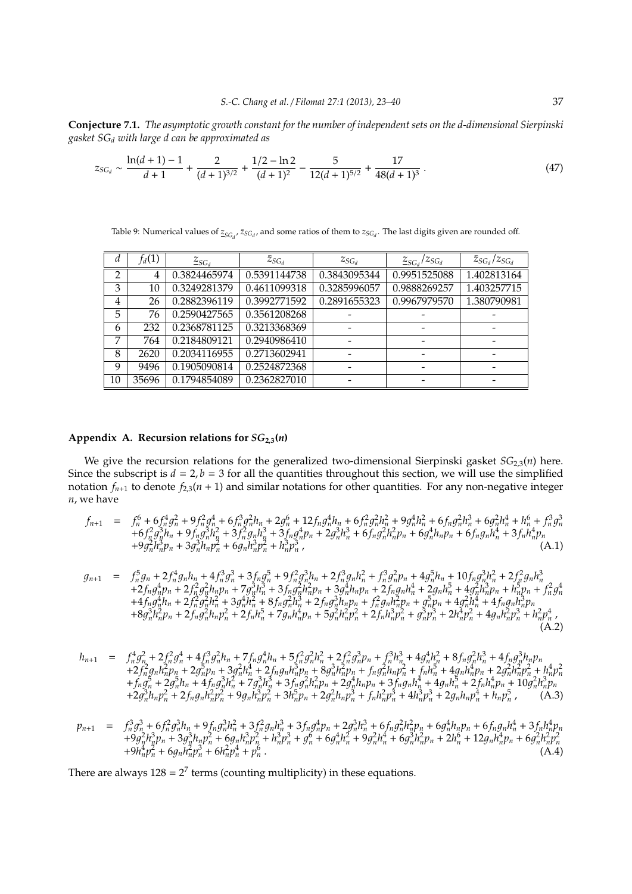**Conjecture 7.1.** *The asymptotic growth constant for the number of independent sets on the d-dimensional Sierpinski gasket $SG_d$ with large $d$ can be approximated as*

$$z_{SG_d} \sim \frac{\ln(d+1)-1}{d+1} + \frac{2}{(d+1)^{3/2}} + \frac{1/2 - \ln 2}{(d+1)^2} - \frac{5}{12(d+1)^{5/2}} + \frac{17}{48(d+1)^3} \,. \tag{47}$$

Table 9: Numerical values of $\underline{z}_{SG_d}$, $\bar{z}_{SG_d}$, and some ratios of them to $z_{SG_d}$. The last digits given are rounded off.

| $d$ | $f_d(1)$ | $\underline{z}_{SG_d}$ | $\bar{z}_{SG_d}$ | $z_{SG_d}$ | $\underline{z}_{SG_d}/z_{SG_d}$ | $\bar{z}_{SG_d}/z_{SG_d}$ |
|---|---|---|---|---|---|---|
| 2 | 4 | 0.3824465974 | 0.5391144738 | 0.3843095344 | 0.9951525088 | 1.402813164 |
| 3 | 10 | 0.3249281379 | 0.4611099318 | 0.3285996057 | 0.9888269257 | 1.403257715 |
| 4 | 26 | 0.2882396119 | 0.3992771592 | 0.2891655323 | 0.9967979570 | 1.380790981 |
| 5 | 76 | 0.2590427565 | 0.3561208268 | - | - | - |
| 6 | 232 | 0.2368781125 | 0.3213368369 | - | - | - |
| 7 | 764 | 0.2184809121 | 0.2940986410 | - | - | - |
| 8 | 2620 | 0.2034116955 | 0.2713602941 | - | - | - |
| 9 | 9496 | 0.1905090814 | 0.2524872368 | - | - | - |
| 10 | 35696 | 0.1794854089 | 0.2362827010 | - | - | - |

## Appendix A. Recursion relations for $SG_{2,3}(n)$

We give the recursion relations for the generalized two-dimensional Sierpinski gasket $SG_{2,3}(n)$ here. Since the subscript is $d = 2, b = 3$ for all the quantities throughout this section, we will use the simplified notation $f_{n+1}$ to denote $f_{2,3}(n+1)$ and similar notations for other quantities. For any non-negative integer $n$, we have

$$\begin{aligned} f_{n+1} \;=\;& f_n^6 + 6f_n^4g_n^2 + 9f_n^2g_n^4 + 6f_n^3g_n^2h_n + 2g_n^6 + 12f_ng_n^4h_n + 6f_n^2g_n^2h_n^2 + 9g_n^4h_n^2 + 6f_ng_n^2h_n^3 + 6g_n^2h_n^4 + h_n^6 + f_n^3g_n^3 \\ &+6f_n^2g_n^3h_n + 9f_ng_n^3h_n^2 + 3f_n^2g_nh_n^3 + 3f_ng_n^4p_n + 2g_n^3h_n^3 + 6f_ng_n^2h_n^2p_n + 6g_n^4h_np_n + 6f_ng_nh_n^4 + 3f_nh_n^4p_n \\ &+9g_n^2h_n^3p_n + 3g_n^3h_np_n^2 + 6g_nh_n^3p_n^2 + h_n^3p_n^3 \,, \end{aligned} \tag{A.1}$$

$$\begin{aligned} g_{n+1} \;=\;& f_n^5g_n + 2f_n^4g_nh_n + 4f_n^3g_n^3 + 3f_ng_n^5 + 9f_n^2g_n^3h_n + 2f_n^3g_nh_n^2 + f_n^3g_n^2p_n + 4g_n^5h_n + 10f_ng_n^3h_n^2 + 2f_n^2g_nh_n^3 \\ &+2f_ng_n^4p_n + 2f_n^2g_n^2h_np_n + 7g_n^3h_n^3 + 3f_ng_n^2h_n^2p_n + 3g_n^4h_np_n + 2f_ng_nh_n^4 + 2g_nh_n^5 + 4g_n^2h_n^3p_n + h_n^5p_n + f_n^2g_n^4 \\ &+4f_ng_n^4h_n + 2f_n^2g_n^2h_n^2 + 3g_n^4h_n^2 + 8f_ng_n^2h_n^3 + 2f_ng_n^3h_np_n + f_n^2g_nh_n^2p_n + g_n^5p_n + 4g_n^2h_n^4 + 4f_ng_nh_n^3p_n \\ &+8g_n^3h_n^2p_n + 2f_ng_n^2h_np_n^2 + 2f_nh_n^5 + 7g_nh_n^4p_n + 5g_n^2h_n^2p_n^2 + 2f_nh_n^3p_n^2 + g_n^3p_n^3 + 2h_n^4p_n^2 + 4g_nh_n^2p_n^3 + h_n^2p_n^4 \,, \end{aligned} \tag{A.2}$$

$$\begin{aligned} h_{n+1} \;=\;& f_n^4g_n^2 + 2f_n^2g_n^4 + 4f_n^3g_n^2h_n + 7f_ng_n^4h_n + 5f_n^2g_n^2h_n^2 + 2f_n^2g_n^3p_n + f_n^3h_n^3 + 4g_n^4h_n^2 + 8f_ng_n^2h_n^3 + 4f_ng_n^3h_np_n \\ &+2f_n^2g_nh_n^2p_n + 2g_n^5p_n + 3g_n^2h_n^4 + 2f_ng_nh_n^3p_n + 8g_n^3h_n^2p_n + f_ng_n^2h_np_n^2 + f_nh_n^5 + 4g_nh_n^4p_n + 2g_n^2h_n^2p_n^2 + h_n^4p_n^2 \\ &+f_ng_n^5 + 2g_n^5h_n + 4f_ng_n^3h_n^2 + 7g_n^3h_n^3 + 3f_ng_n^2h_n^2p_n + 2g_n^4h_np_n + 3f_ng_nh_n^4 + 4g_nh_n^5 + 2f_nh_n^4p_n + 10g_n^2h_n^3p_n \\ &+2g_n^3h_np_n^2 + 2f_ng_nh_n^2p_n^2 + 9g_nh_n^3p_n^2 + 3h_n^5p_n + 2g_n^2h_np_n^3 + f_nh_n^2p_n^3 + 4h_n^3p_n^3 + 2g_nh_np_n^4 + h_np_n^5 \,, \end{aligned} \tag{A.3}$$

$$\begin{aligned} p_{n+1} \;=\;& f_n^3g_n^3 + 6f_n^2g_n^3h_n + 9f_ng_n^3h_n^2 + 3f_n^2g_nh_n^3 + 3f_ng_n^4p_n + 2g_n^3h_n^3 + 6f_ng_n^2h_n^2p_n + 6g_n^4h_np_n + 6f_ng_nh_n^4 + 3f_nh_n^4p_n \\ &+9g_n^2h_n^3p_n + 3g_n^3h_np_n^2 + 6g_nh_n^3p_n^2 + h_n^3p_n^3 + g_n^6 + 6g_n^4h_n^2 + 9g_n^2h_n^4 + 6g_n^3h_n^2p_n + 2h_n^6 + 12g_nh_n^4p_n + 6g_n^2h_n^2p_n^2 \\ &+9h_n^4p_n^2 + 6g_nh_n^2p_n^3 + 6h_n^2p_n^4 + p_n^6 \,. \end{aligned} \tag{A.4}$$

There are always $128 = 2^7$ terms (counting multiplicity) in these equations.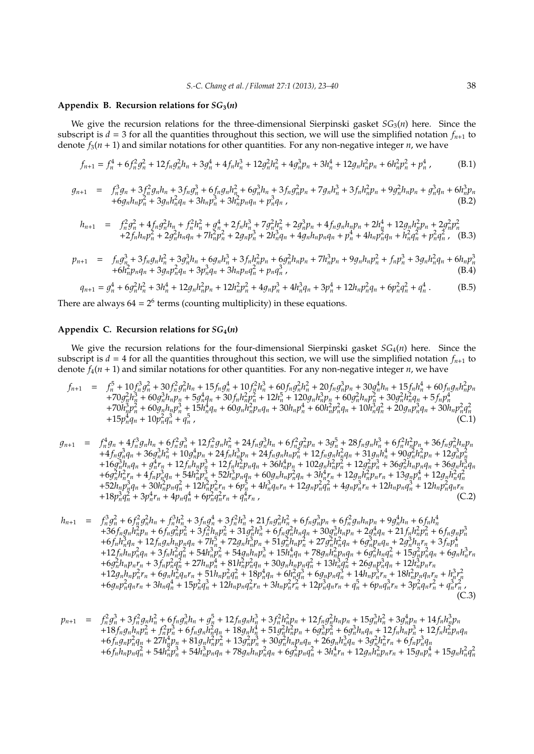## Appendix B. Recursion relations for $SG_3(n)$

We give the recursion relations for the three-dimensional Sierpinski gasket $SG_3(n)$ here. Since the subscript is $d = 3$ for all the quantities throughout this section, we will use the simplified notation $f_{n+1}$ to denote $f_3(n+1)$ and similar notations for other quantities. For any non-negative integer $n$, we have

$$f_{n+1} = f_n^4 + 6f_n^2 g_n^2 + 12f_n g_n^2 h_n + 3g_n^4 + 4f_n h_n^3 + 12g_n^2 h_n^2 + 4g_n^3 p_n + 3h_n^4 + 12g_n h_n^2 p_n + 6h_n^2 p_n^2 + p_n^4 \,, \tag{B.1}$$

$$\begin{aligned} g_{n+1} \;=\;& f_n^3 g_n + 3f_n^2 g_n h_n + 3f_n g_n^3 + 6f_n g_n h_n^2 + 6g_n^3 h_n + 3f_n g_n^2 p_n + 7g_n h_n^3 + 3f_n h_n^2 p_n + 9g_n^2 h_n p_n + g_n^3 q_n + 6h_n^3 p_n \\ &+6g_n h_n p_n^2 + 3g_n h_n^2 q_n + 3h_n p_n^3 + 3h_n^2 p_n q_n + p_n^3 q_n \,, \end{aligned} \tag{B.2}$$

$$\begin{aligned} h_{n+1} \;=\;& f_n^2 g_n^2 + 4f_n g_n^2 h_n + f_n^2 h_n^2 + g_n^4 + 2f_n h_n^3 + 7g_n^2 h_n^2 + 2g_n^3 p_n + 4f_n g_n h_n p_n + 2h_n^4 + 12g_n h_n^2 p_n + 2g_n^2 p_n^2 \\ &+2f_n h_n p_n^2 + 2g_n^2 h_n q_n + 7h_n^2 p_n^2 + 2g_n p_n^3 + 2h_n^3 q_n + 4g_n h_n p_n q_n + p_n^4 + 4h_n p_n^2 q_n + h_n^2 q_n^2 + p_n^2 q_n^2 \,, \end{aligned} \tag{B.3}$$

$$\begin{aligned} p_{n+1} \;=\;& f_n g_n^3 + 3f_n g_n h_n^2 + 3g_n^3 h_n + 6g_n h_n^3 + 3f_n h_n^2 p_n + 6g_n^2 h_n p_n + 7h_n^3 p_n + 9g_n h_n p_n^2 + f_n p_n^3 + 3g_n h_n^2 q_n + 6h_n p_n^3 \\ &+6h_n^2 p_n q_n + 3g_n p_n^2 q_n + 3p_n^3 q_n + 3h_n p_n q_n^2 + p_n q_n^3 \,, \end{aligned} \tag{B.4}$$

$$q_{n+1} = g_n^4 + 6g_n^2 h_n^2 + 3h_n^4 + 12g_n h_n^2 p_n + 12h_n^2 p_n^2 + 4g_n p_n^3 + 4h_n^3 q_n + 3p_n^4 + 12h_n p_n^2 q_n + 6p_n^2 q_n^2 + q_n^4 \,. \tag{B.5}$$

There are always $64 = 2^6$ terms (counting multiplicity) in these equations.

## Appendix C. Recursion relations for $SG_4(n)$

We give the recursion relations for the four-dimensional Sierpinski gasket $SG_4(n)$ here. Since the subscript is $d = 4$ for all the quantities throughout this section, we will use the simplified notation $f_{n+1}$ to denote $f_4(n+1)$ and similar notations for other quantities. For any non-negative integer $n$, we have

$$\begin{aligned} f_{n+1} \;=\;& f_n^5 + 10f_n^3 g_n^2 + 30f_n^2 g_n^2 h_n + 15f_n g_n^4 + 10f_n^2 h_n^3 + 60f_n g_n^2 h_n^2 + 20f_n g_n^3 p_n + 30g_n^4 h_n + 15f_n h_n^4 + 60f_n g_n h_n^2 p_n \\ &+70g_n^2 h_n^3 + 60g_n^3 h_n p_n + 5g_n^4 q_n + 30f_n h_n^2 p_n^2 + 12h_n^5 + 120g_n h_n^3 p_n + 60g_n^2 h_n p_n^2 + 30g_n^2 h_n^2 q_n + 5f_n p_n^4 \\ &+70h_n^3 p_n^2 + 60g_n h_n p_n^3 + 15h_n^4 q_n + 60g_n h_n^2 p_n q_n + 30h_n p_n^4 + 60h_n^2 p_n^2 q_n + 10h_n^3 q_n^2 + 20g_n p_n^3 q_n + 30h_n p_n^2 q_n^2 \\ &+15p_n^4 q_n + 10p_n^2 q_n^3 + q_n^5 \,, \end{aligned} \tag{C.1}$$

$$\begin{aligned} g_{n+1} \;=\;& f_n^4 g_n + 4f_n^3 g_n h_n + 6f_n^2 g_n^3 + 12f_n^2 g_n h_n^2 + 24f_n g_n^3 h_n + 6f_n^2 g_n^2 p_n + 3g_n^5 + 28f_n g_n h_n^3 + 6f_n^2 h_n^2 p_n + 36f_n g_n^2 h_n p_n \\ &+4f_n g_n^3 q_n + 36g_n^3 h_n^2 + 10g_n^4 p_n + 24f_n h_n^3 p_n + 24f_n g_n h_n p_n^2 + 12f_n g_n h_n^2 q_n + 31g_n h_n^4 + 90g_n^2 h_n^2 p_n + 12g_n^3 p_n^2 \\ &+16g_n^3 h_n q_n + g_n^4 r_n + 12f_n h_n p_n^3 + 12f_n h_n^2 p_n q_n + 36h_n^4 p_n + 102g_n h_n^2 p_n^2 + 12g_n^2 p_n^3 + 36g_n^2 h_n p_n q_n + 36g_n h_n^3 q_n \\ &+6g_n^2 h_n^2 r_n + 4f_n p_n^3 q_n + 54h_n^2 p_n^3 + 52h_n^3 p_n q_n + 60g_n h_n p_n^2 q_n + 3h_n^4 r_n + 12g_n h_n^2 p_n r_n + 13g_n p_n^4 + 12g_n h_n^2 q_n^2 \\ &+52h_n p_n^3 q_n + 30h_n^2 p_n q_n^2 + 12h_n^2 p_n^2 r_n + 6p_n^5 + 4h_n^3 q_n r_n + 12g_n p_n^2 q_n^2 + 4g_n p_n^3 r_n + 12h_n p_n q_n^3 + 12h_n p_n^2 q_n r_n \\ &+18p_n^3 q_n^2 + 3p_n^4 r_n + 4p_n q_n^4 + 6p_n^2 q_n^2 r_n + q_n^4 r_n \,, \end{aligned} \tag{C.2}$$

$$\begin{aligned} h_{n+1} \;=\;& f_n^3 g_n^2 + 6f_n^2 g_n^2 h_n + f_n^3 h_n^2 + 3f_n g_n^4 + 3f_n^2 h_n^3 + 21f_n g_n^2 h_n^2 + 6f_n g_n^3 p_n + 6f_n^2 g_n h_n p_n + 9g_n^4 h_n + 6f_n h_n^4 \\ &+36f_n g_n h_n^2 p_n + 6f_n g_n^2 p_n^2 + 3f_n^2 h_n p_n^2 + 31g_n^2 h_n^3 + 6f_n g_n^2 h_n q_n + 30g_n^3 h_n p_n + 2g_n^4 q_n + 21f_n h_n^2 p_n^2 + 6f_n g_n p_n^3 \\ &+6f_n h_n^3 q_n + 12f_n g_n h_n p_n q_n + 7h_n^5 + 72g_n h_n^3 p_n + 51g_n^2 h_n p_n^2 + 27g_n^2 h_n^2 q_n + 6g_n^3 p_n q_n + 2g_n^3 h_n r_n + 3f_n p_n^4 \\ &+12f_n h_n p_n^2 q_n + 3f_n h_n^2 q_n^2 + 54h_n^3 p_n^2 + 54g_n h_n p_n^3 + 15h_n^4 q_n + 78g_n h_n^2 p_n q_n + 6g_n^2 h_n q_n^2 + 15g_n^2 p_n^2 q_n + 6g_n h_n^3 r_n \\ &+6g_n^2 h_n p_n r_n + 3f_n p_n^2 q_n^2 + 27h_n p_n^4 + 81h_n^2 p_n^2 q_n + 30g_n h_n p_n q_n^2 + 13h_n^3 q_n^2 + 26g_n p_n^3 q_n + 12h_n^3 p_n r_n \\ &+12g_n h_n p_n^2 r_n + 6g_n h_n^2 q_n r_n + 51h_n p_n^2 q_n^2 + 18p_n^4 q_n + 6h_n^2 q_n^3 + 6g_n p_n q_n^3 + 14h_n p_n^3 r_n + 18h_n^2 p_n q_n r_n + h_n^3 r_n^2 \\ &+6g_n p_n^2 q_n r_n + 3h_n q_n^4 + 15p_n^2 q_n^3 + 12h_n p_n q_n^2 r_n + 3h_n p_n^2 r_n^2 + 12p_n^3 q_n r_n + q_n^5 + 6p_n q_n^3 r_n + 3p_n^2 q_n r_n^2 + q_n^3 r_n^2 \,, \end{aligned} \tag{C.3}$$

$$\begin{aligned} p_{n+1} \;=\;& f_n^2 g_n^3 + 3f_n^2 g_n h_n^2 + 6f_n g_n^3 h_n + g_n^5 + 12f_n g_n h_n^3 + 3f_n^2 h_n^2 p_n + 12f_n g_n^2 h_n p_n + 15g_n^3 h_n^2 + 3g_n^4 p_n + 14f_n h_n^3 p_n \\ &+18f_n g_n h_n p_n^2 + f_n^2 p_n^3 + 6f_n g_n h_n^2 q_n + 18g_n h_n^4 + 51g_n^2 h_n^2 p_n + 6g_n^3 p_n^2 + 6g_n^3 h_n q_n + 12f_n h_n p_n^3 + 12f_n h_n^2 p_n q_n \\ &+6f_n g_n p_n^2 q_n + 27h_n^4 p_n + 81g_n h_n^2 p_n^2 + 13g_n^2 p_n^3 + 30g_n^2 h_n p_n q_n + 26g_n h_n^3 q_n + 3g_n^2 h_n^2 r_n + 6f_n p_n^3 q_n \\ &+6f_n h_n p_n q_n^2 + 54h_n^2 p_n^3 + 54h_n^3 p_n q_n + 78g_n h_n p_n^2 q_n + 6g_n^2 p_n q_n^2 + 3h_n^4 r_n + 12g_n h_n^2 p_n r_n + 15g_n p_n^4 + 15g_n h_n^2 q_n^2 \end{aligned}$$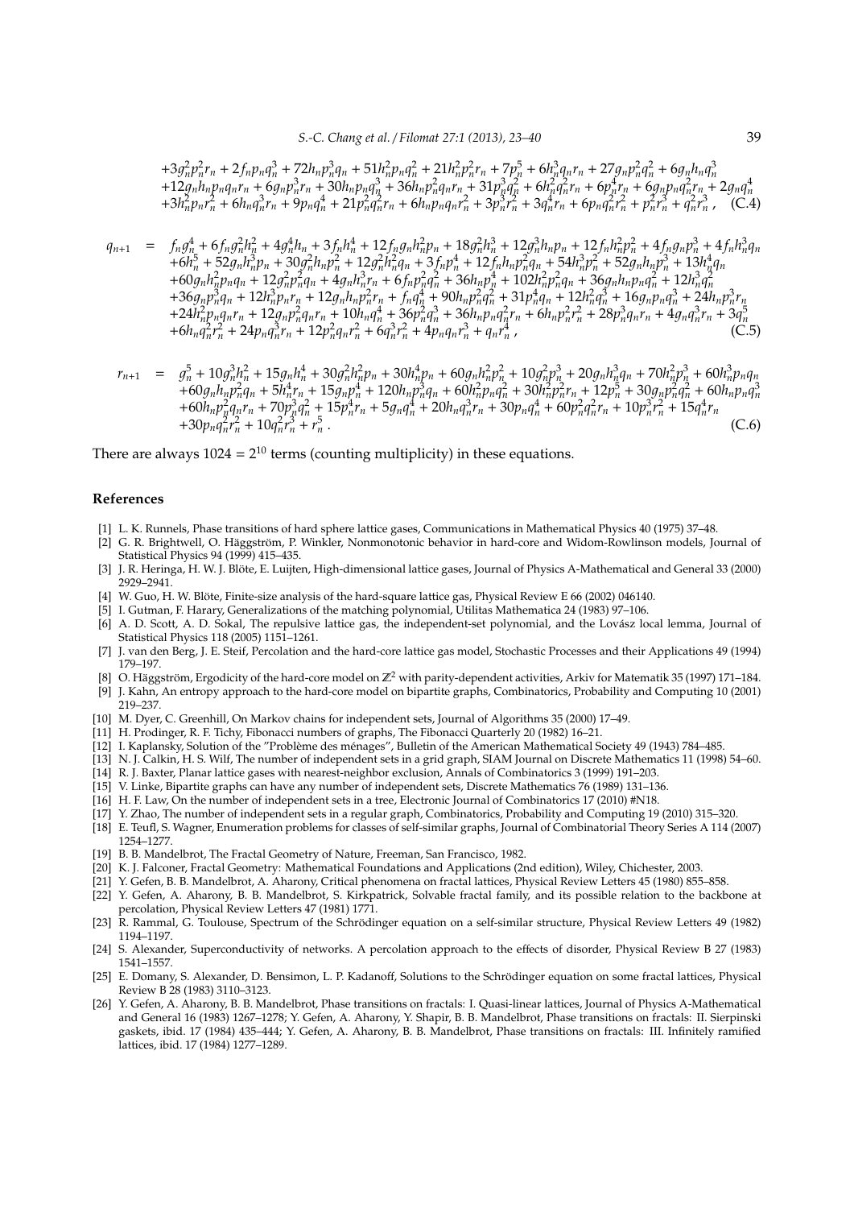$$+3g_n^2p_n^2r_n + 2f_np_nq_n^3 + 72h_np_n^3q_n + 51h_n^2p_nq_n^2 + 21h_n^2p_n^2r_n + 7p_n^5 + 6h_n^3q_nr_n + 27g_np_n^2q_n^2 + 6g_nh_nq_n^3$$
$$+12g_nh_np_nq_nr_n + 6g_np_n^3r_n + 30h_np_nq_n^3 + 36h_np_n^2q_nr_n + 31p_n^3q_n^2 + 6h_n^2q_n^2r_n + 6p_n^4r_n + 6g_np_nq_n^2r_n + 2g_nq_n^4$$
$$+3h_n^2p_nr_n^2 + 6h_nq_n^3r_n + 9p_nq_n^4 + 21p_n^2q_n^2r_n + 6h_np_nq_nr_n^2 + 3p_n^3r_n^2 + 3q_n^4r_n + 6p_nq_n^2r_n^2 + p_n^2r_n^3 + q_n^2r_n^3 , \quad \text{(C.4)}$$

$$\begin{aligned} q_{n+1} \;=\; & f_ng_n^4 + 6f_ng_n^2h_n^2 + 4g_n^4h_n + 3f_nh_n^4 + 12f_ng_nh_n^2p_n + 18g_n^2h_n^3 + 12g_n^3h_np_n + 12f_nh_n^2p_n^2 + 4f_ng_np_n^3 + 4f_nh_n^3q_n \\ & +6h_n^5 + 52g_nh_n^3p_n + 30g_n^2h_np_n^2 + 12g_n^2h_n^2q_n + 3f_np_n^4 + 12f_nh_np_n^2q_n + 54h_n^3p_n^2 + 52g_nh_np_n^3 + 13h_n^4q_n \\ & +60g_nh_n^2p_nq_n + 12g_n^2p_n^2q_n + 4g_nh_n^3r_n + 6f_np_n^2q_n^2 + 36h_np_n^4 + 102h_n^2p_n^2q_n + 36g_nh_np_nq_n^2 + 12h_n^3q_n^2 \\ & +36g_np_n^3q_n + 12h_n^3p_nr_n + 12g_nh_np_n^2r_n + f_nq_n^4 + 90h_np_n^2q_n^2 + 31p_n^4q_n + 12h_n^2q_n^3 + 16g_np_nq_n^3 + 24h_np_n^3r_n \\ & +24h_n^2p_nq_nr_n + 12g_np_n^2q_nr_n + 10h_nq_n^4 + 36p_n^2q_n^3 + 36h_np_nq_n^2r_n + 6h_np_n^2r_n^2 + 28p_n^3q_nr_n + 4g_nq_n^3r_n + 3q_n^5 \\ & +6h_nq_n^2r_n^2 + 24p_nq_n^3r_n + 12p_n^2q_nr_n^2 + 6q_n^3r_n^2 + 4p_nq_nr_n^3 + q_nr_n^4 , \end{aligned} \quad \text{(C.5)}$$

$$\begin{aligned} r_{n+1} \;=\; & g_n^5 + 10g_n^3h_n^2 + 15g_nh_n^4 + 30g_n^2h_n^2p_n + 30h_n^4p_n + 60g_nh_n^2p_n^2 + 10g_n^2p_n^3 + 20g_nh_n^3q_n + 70h_n^2p_n^3 + 60h_n^3p_nq_n \\ & +60g_nh_np_n^2q_n + 5h_n^4r_n + 15g_np_n^4 + 120h_np_n^3q_n + 60h_n^2p_nq_n^2 + 30h_n^2p_n^2r_n + 12p_n^5 + 30g_np_n^2q_n^2 + 60h_np_nq_n^3 \\ & +60h_np_n^2q_nr_n + 70p_n^3q_n^2 + 15p_n^4r_n + 5g_nq_n^4 + 20h_nq_n^3r_n + 30p_nq_n^4 + 60p_n^2q_n^2r_n + 10p_n^3r_n^2 + 15q_n^4r_n \\ & +30p_nq_n^2r_n^2 + 10q_n^2r_n^3 + r_n^5 . \end{aligned} \quad \text{(C.6)}$$

There are always $1024 = 2^{10}$ terms (counting multiplicity) in these equations.

## References

[1] L. K. Runnels, Phase transitions of hard sphere lattice gases, Communications in Mathematical Physics 40 (1975) 37–48.

[2] G. R. Brightwell, O. Häggström, P. Winkler, Nonmonotonic behavior in hard-core and Widom-Rowlinson models, Journal of Statistical Physics 94 (1999) 415–435.

[3] J. R. Heringa, H. W. J. Blöte, E. Luijten, High-dimensional lattice gases, Journal of Physics A-Mathematical and General 33 (2000) 2929–2941.

[4] W. Guo, H. W. Blöte, Finite-size analysis of the hard-square lattice gas, Physical Review E 66 (2002) 046140.

[5] I. Gutman, F. Harary, Generalizations of the matching polynomial, Utilitas Mathematica 24 (1983) 97–106.

[6] A. D. Scott, A. D. Sokal, The repulsive lattice gas, the independent-set polynomial, and the Lovász local lemma, Journal of Statistical Physics 118 (2005) 1151–1261.

[7] J. van den Berg, J. E. Steif, Percolation and the hard-core lattice gas model, Stochastic Processes and their Applications 49 (1994) 179–197.

[8] O. Häggström, Ergodicity of the hard-core model on $\mathbb{Z}^2$ with parity-dependent activities, Arkiv for Matematik 35 (1997) 171–184.

[9] J. Kahn, An entropy approach to the hard-core model on bipartite graphs, Combinatorics, Probability and Computing 10 (2001) 219–237.

[10] M. Dyer, C. Greenhill, On Markov chains for independent sets, Journal of Algorithms 35 (2000) 17–49.

[11] H. Prodinger, R. F. Tichy, Fibonacci numbers of graphs, The Fibonacci Quarterly 20 (1982) 16–21.

[12] I. Kaplansky, Solution of the "Problème des ménages", Bulletin of the American Mathematical Society 49 (1943) 784–485.

[13] N. J. Calkin, H. S. Wilf, The number of independent sets in a grid graph, SIAM Journal on Discrete Mathematics 11 (1998) 54–60.

[14] R. J. Baxter, Planar lattice gases with nearest-neighbor exclusion, Annals of Combinatorics 3 (1999) 191–203.

[15] V. Linke, Bipartite graphs can have any number of independent sets, Discrete Mathematics 76 (1989) 131–136.

[16] H. F. Law, On the number of independent sets in a tree, Electronic Journal of Combinatorics 17 (2010) #N18.

[17] Y. Zhao, The number of independent sets in a regular graph, Combinatorics, Probability and Computing 19 (2010) 315–320.

[18] E. Teufl, S. Wagner, Enumeration problems for classes of self-similar graphs, Journal of Combinatorial Theory Series A 114 (2007) 1254–1277.

[19] B. B. Mandelbrot, The Fractal Geometry of Nature, Freeman, San Francisco, 1982.

[20] K. J. Falconer, Fractal Geometry: Mathematical Foundations and Applications (2nd edition), Wiley, Chichester, 2003.

[21] Y. Gefen, B. B. Mandelbrot, A. Aharony, Critical phenomena on fractal lattices, Physical Review Letters 45 (1980) 855–858.

[22] Y. Gefen, A. Aharony, B. B. Mandelbrot, S. Kirkpatrick, Solvable fractal family, and its possible relation to the backbone at percolation, Physical Review Letters 47 (1981) 1771.

[23] R. Rammal, G. Toulouse, Spectrum of the Schrödinger equation on a self-similar structure, Physical Review Letters 49 (1982) 1194–1197.

[24] S. Alexander, Superconductivity of networks. A percolation approach to the effects of disorder, Physical Review B 27 (1983) 1541–1557.

[25] E. Domany, S. Alexander, D. Bensimon, L. P. Kadanoff, Solutions to the Schrödinger equation on some fractal lattices, Physical Review B 28 (1983) 3110–3123.

[26] Y. Gefen, A. Aharony, B. B. Mandelbrot, Phase transitions on fractals: I. Quasi-linear lattices, Journal of Physics A-Mathematical and General 16 (1983) 1267–1278; Y. Gefen, A. Aharony, Y. Shapir, B. B. Mandelbrot, Phase transitions on fractals: II. Sierpinski gaskets, ibid. 17 (1984) 435–444; Y. Gefen, A. Aharony, B. B. Mandelbrot, Phase transitions on fractals: III. Infinitely ramified lattices, ibid. 17 (1984) 1277–1289.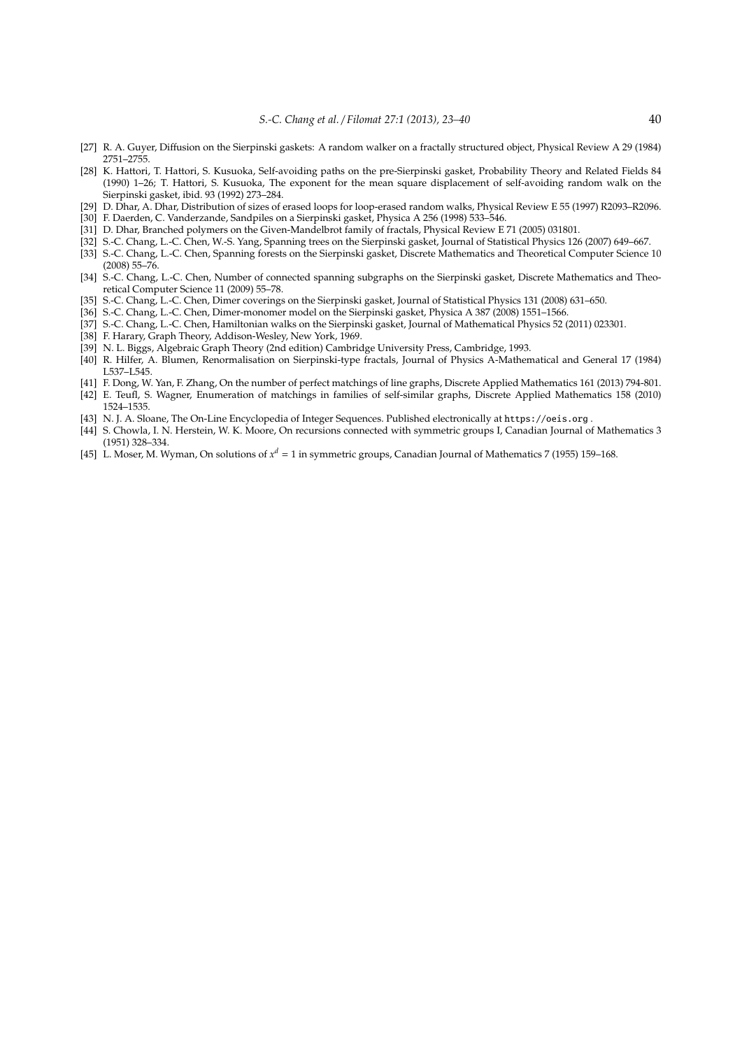[27] R. A. Guyer, Diffusion on the Sierpinski gaskets: A random walker on a fractally structured object, Physical Review A 29 (1984) 2751–2755.

[28] K. Hattori, T. Hattori, S. Kusuoka, Self-avoiding paths on the pre-Sierpinski gasket, Probability Theory and Related Fields 84 (1990) 1–26; T. Hattori, S. Kusuoka, The exponent for the mean square displacement of self-avoiding random walk on the Sierpinski gasket, ibid. 93 (1992) 273–284.

[29] D. Dhar, A. Dhar, Distribution of sizes of erased loops for loop-erased random walks, Physical Review E 55 (1997) R2093–R2096.

[30] F. Daerden, C. Vanderzande, Sandpiles on a Sierpinski gasket, Physica A 256 (1998) 533–546.

[31] D. Dhar, Branched polymers on the Given-Mandelbrot family of fractals, Physical Review E 71 (2005) 031801.

[32] S.-C. Chang, L.-C. Chen, W.-S. Yang, Spanning trees on the Sierpinski gasket, Journal of Statistical Physics 126 (2007) 649–667.

[33] S.-C. Chang, L.-C. Chen, Spanning forests on the Sierpinski gasket, Discrete Mathematics and Theoretical Computer Science 10 (2008) 55–76.

[34] S.-C. Chang, L.-C. Chen, Number of connected spanning subgraphs on the Sierpinski gasket, Discrete Mathematics and Theoretical Computer Science 11 (2009) 55–78.

[35] S.-C. Chang, L.-C. Chen, Dimer coverings on the Sierpinski gasket, Journal of Statistical Physics 131 (2008) 631–650.

[36] S.-C. Chang, L.-C. Chen, Dimer-monomer model on the Sierpinski gasket, Physica A 387 (2008) 1551–1566.

[37] S.-C. Chang, L.-C. Chen, Hamiltonian walks on the Sierpinski gasket, Journal of Mathematical Physics 52 (2011) 023301.

[38] F. Harary, Graph Theory, Addison-Wesley, New York, 1969.

[39] N. L. Biggs, Algebraic Graph Theory (2nd edition) Cambridge University Press, Cambridge, 1993.

[40] R. Hilfer, A. Blumen, Renormalisation on Sierpinski-type fractals, Journal of Physics A-Mathematical and General 17 (1984) L537–L545.

[41] F. Dong, W. Yan, F. Zhang, On the number of perfect matchings of line graphs, Discrete Applied Mathematics 161 (2013) 794-801.

[42] E. Teufl, S. Wagner, Enumeration of matchings in families of self-similar graphs, Discrete Applied Mathematics 158 (2010) 1524–1535.

[43] N. J. A. Sloane, The On-Line Encyclopedia of Integer Sequences. Published electronically at `https://oeis.org` .

[44] S. Chowla, I. N. Herstein, W. K. Moore, On recursions connected with symmetric groups I, Canadian Journal of Mathematics 3 (1951) 328–334.

[45] L. Moser, M. Wyman, On solutions of $x^d = 1$ in symmetric groups, Canadian Journal of Mathematics 7 (1955) 159–168.